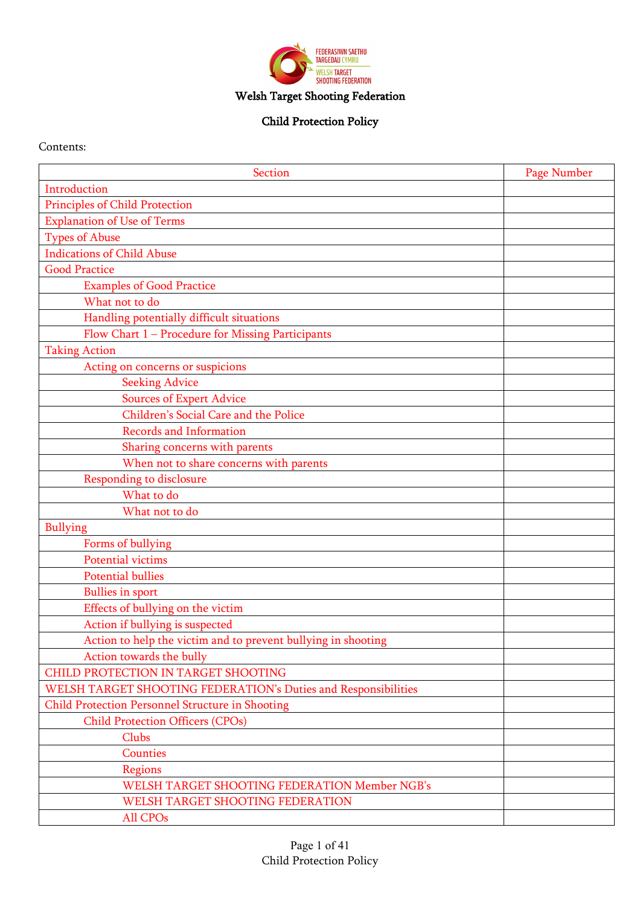# Welsh Target Shooting Federation

## Child Protection Policy

Contents:

| Section | Page Number |
|---|---|
| Introduction | |
| Principles of Child Protection | |
| Explanation of Use of Terms | |
| Types of Abuse | |
| Indications of Child Abuse | |
| Good Practice | |
| Examples of Good Practice | |
| What not to do | |
| Handling potentially difficult situations | |
| Flow Chart 1 – Procedure for Missing Participants | |
| Taking Action | |
| Acting on concerns or suspicions | |
| Seeking Advice | |
| Sources of Expert Advice | |
| Children's Social Care and the Police | |
| Records and Information | |
| Sharing concerns with parents | |
| When not to share concerns with parents | |
| Responding to disclosure | |
| What to do | |
| What not to do | |
| Bullying | |
| Forms of bullying | |
| Potential victims | |
| Potential bullies | |
| Bullies in sport | |
| Effects of bullying on the victim | |
| Action if bullying is suspected | |
| Action to help the victim and to prevent bullying in shooting | |
| Action towards the bully | |
| CHILD PROTECTION IN TARGET SHOOTING | |
| WELSH TARGET SHOOTING FEDERATION's Duties and Responsibilities | |
| Child Protection Personnel Structure in Shooting | |
| Child Protection Officers (CPOs) | |
| Clubs | |
| Counties | |
| Regions | |
| WELSH TARGET SHOOTING FEDERATION Member NGB's | |
| WELSH TARGET SHOOTING FEDERATION | |
| All CPOs | |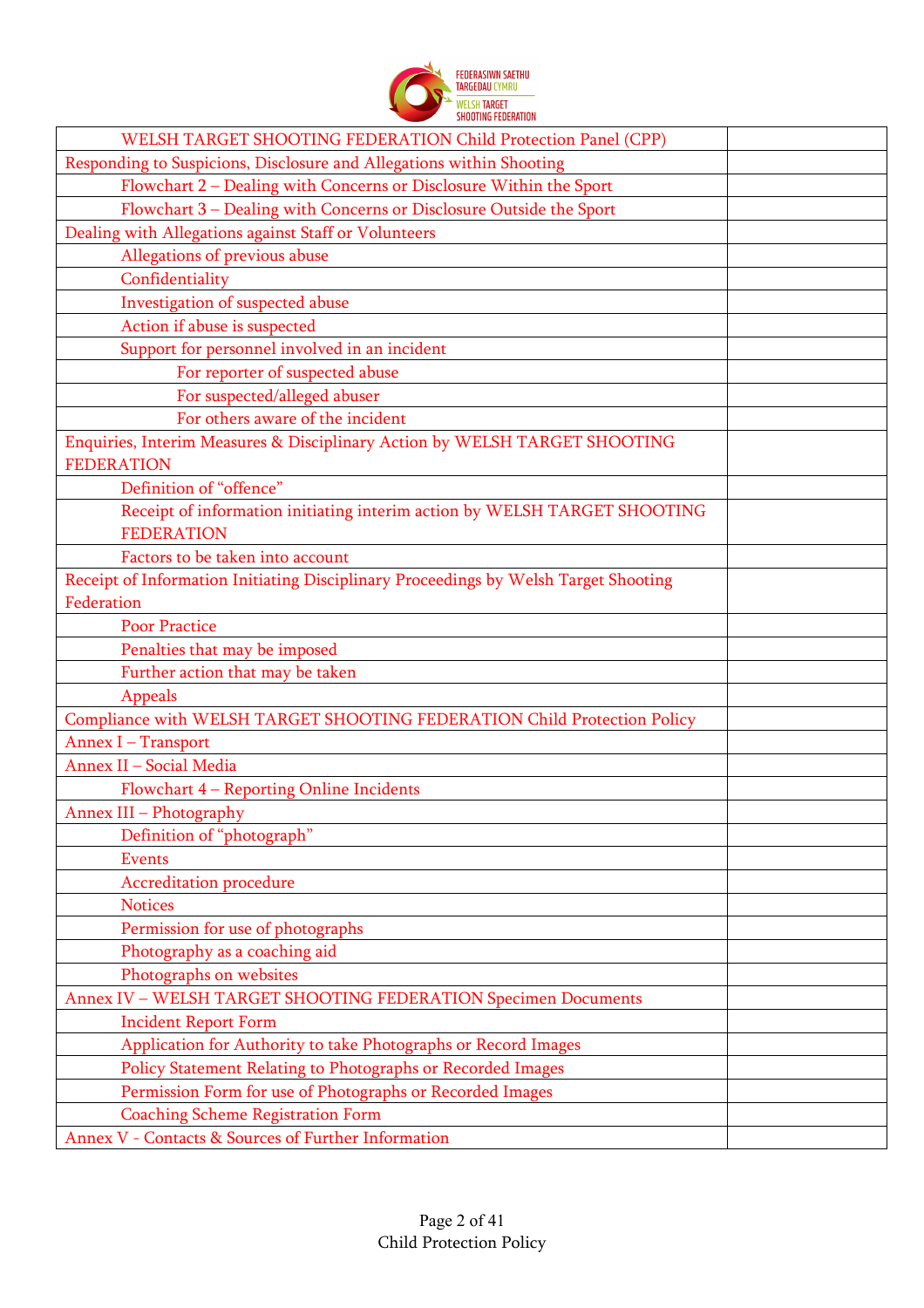| | |
|---|---|
| WELSH TARGET SHOOTING FEDERATION Child Protection Panel (CPP) | |
| Responding to Suspicions, Disclosure and Allegations within Shooting | |
| Flowchart 2 – Dealing with Concerns or Disclosure Within the Sport | |
| Flowchart 3 – Dealing with Concerns or Disclosure Outside the Sport | |
| Dealing with Allegations against Staff or Volunteers | |
| Allegations of previous abuse | |
| Confidentiality | |
| Investigation of suspected abuse | |
| Action if abuse is suspected | |
| Support for personnel involved in an incident | |
| For reporter of suspected abuse | |
| For suspected/alleged abuser | |
| For others aware of the incident | |
| Enquiries, Interim Measures & Disciplinary Action by WELSH TARGET SHOOTING FEDERATION | |
| Definition of "offence" | |
| Receipt of information initiating interim action by WELSH TARGET SHOOTING FEDERATION | |
| Factors to be taken into account | |
| Receipt of Information Initiating Disciplinary Proceedings by Welsh Target Shooting Federation | |
| Poor Practice | |
| Penalties that may be imposed | |
| Further action that may be taken | |
| Appeals | |
| Compliance with WELSH TARGET SHOOTING FEDERATION Child Protection Policy | |
| Annex I – Transport | |
| Annex II – Social Media | |
| Flowchart 4 – Reporting Online Incidents | |
| Annex III – Photography | |
| Definition of "photograph" | |
| Events | |
| Accreditation procedure | |
| Notices | |
| Permission for use of photographs | |
| Photography as a coaching aid | |
| Photographs on websites | |
| Annex IV – WELSH TARGET SHOOTING FEDERATION Specimen Documents | |
| Incident Report Form | |
| Application for Authority to take Photographs or Record Images | |
| Policy Statement Relating to Photographs or Recorded Images | |
| Permission Form for use of Photographs or Recorded Images | |
| Coaching Scheme Registration Form | |
| Annex V - Contacts & Sources of Further Information | |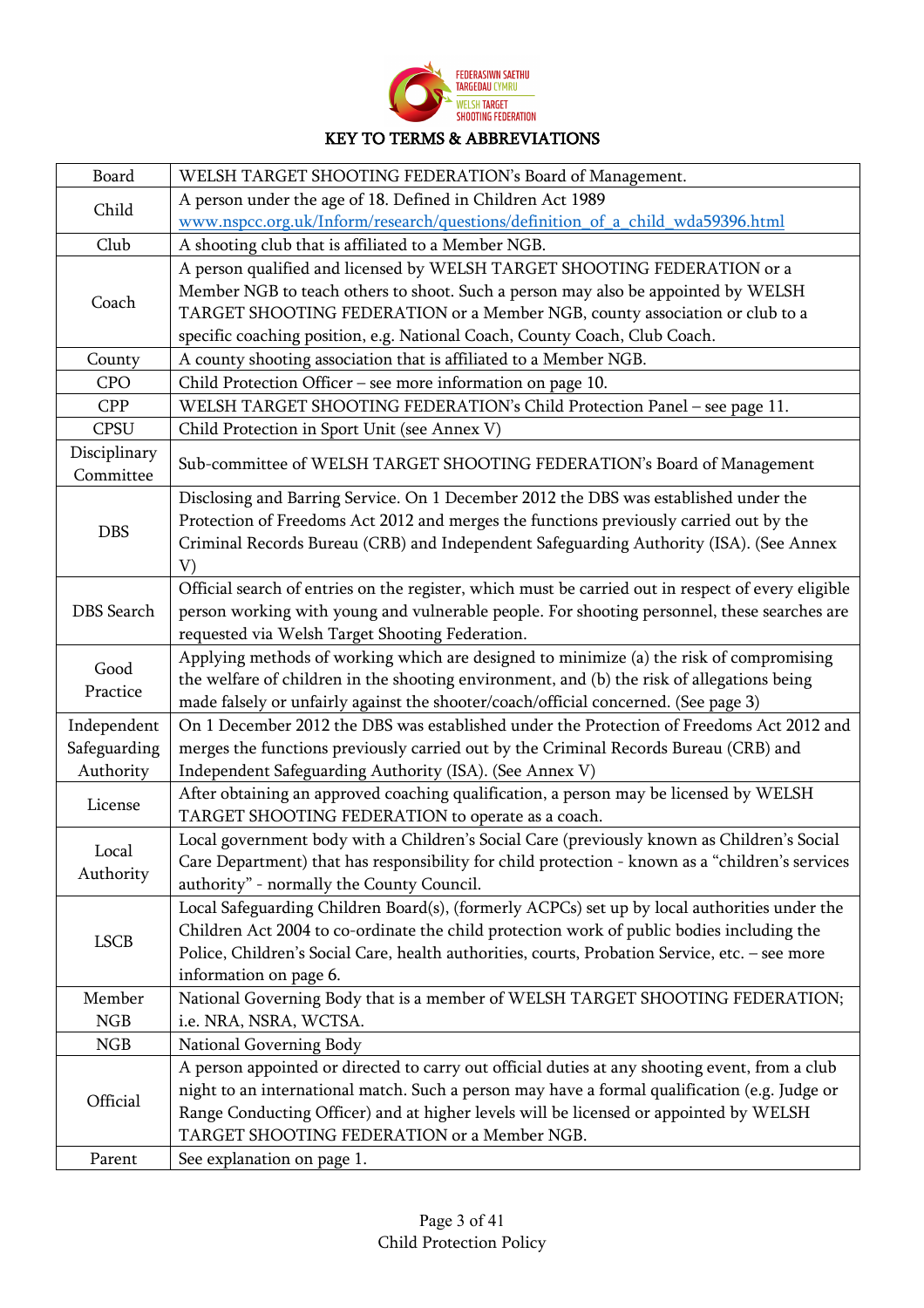# KEY TO TERMS & ABBREVIATIONS

| Term | Definition |
|---|---|
| Board | WELSH TARGET SHOOTING FEDERATION's Board of Management. |
| Child | A person under the age of 18. Defined in Children Act 1989 www.nspcc.org.uk/Inform/research/questions/definition_of_a_child_wda59396.html |
| Club | A shooting club that is affiliated to a Member NGB. |
| Coach | A person qualified and licensed by WELSH TARGET SHOOTING FEDERATION or a Member NGB to teach others to shoot. Such a person may also be appointed by WELSH TARGET SHOOTING FEDERATION or a Member NGB, county association or club to a specific coaching position, e.g. National Coach, County Coach, Club Coach. |
| County | A county shooting association that is affiliated to a Member NGB. |
| CPO | Child Protection Officer – see more information on page 10. |
| CPP | WELSH TARGET SHOOTING FEDERATION's Child Protection Panel – see page 11. |
| CPSU | Child Protection in Sport Unit (see Annex V) |
| Disciplinary Committee | Sub-committee of WELSH TARGET SHOOTING FEDERATION's Board of Management |
| DBS | Disclosing and Barring Service. On 1 December 2012 the DBS was established under the Protection of Freedoms Act 2012 and merges the functions previously carried out by the Criminal Records Bureau (CRB) and Independent Safeguarding Authority (ISA). (See Annex V) |
| DBS Search | Official search of entries on the register, which must be carried out in respect of every eligible person working with young and vulnerable people. For shooting personnel, these searches are requested via Welsh Target Shooting Federation. |
| Good Practice | Applying methods of working which are designed to minimize (a) the risk of compromising the welfare of children in the shooting environment, and (b) the risk of allegations being made falsely or unfairly against the shooter/coach/official concerned. (See page 3) |
| Independent Safeguarding Authority | On 1 December 2012 the DBS was established under the Protection of Freedoms Act 2012 and merges the functions previously carried out by the Criminal Records Bureau (CRB) and Independent Safeguarding Authority (ISA). (See Annex V) |
| License | After obtaining an approved coaching qualification, a person may be licensed by WELSH TARGET SHOOTING FEDERATION to operate as a coach. |
| Local Authority | Local government body with a Children's Social Care (previously known as Children's Social Care Department) that has responsibility for child protection - known as a "children's services authority" - normally the County Council. |
| LSCB | Local Safeguarding Children Board(s), (formerly ACPCs) set up by local authorities under the Children Act 2004 to co-ordinate the child protection work of public bodies including the Police, Children's Social Care, health authorities, courts, Probation Service, etc. – see more information on page 6. |
| Member NGB | National Governing Body that is a member of WELSH TARGET SHOOTING FEDERATION; i.e. NRA, NSRA, WCTSA. |
| NGB | National Governing Body |
| Official | A person appointed or directed to carry out official duties at any shooting event, from a club night to an international match. Such a person may have a formal qualification (e.g. Judge or Range Conducting Officer) and at higher levels will be licensed or appointed by WELSH TARGET SHOOTING FEDERATION or a Member NGB. |
| Parent | See explanation on page 1. |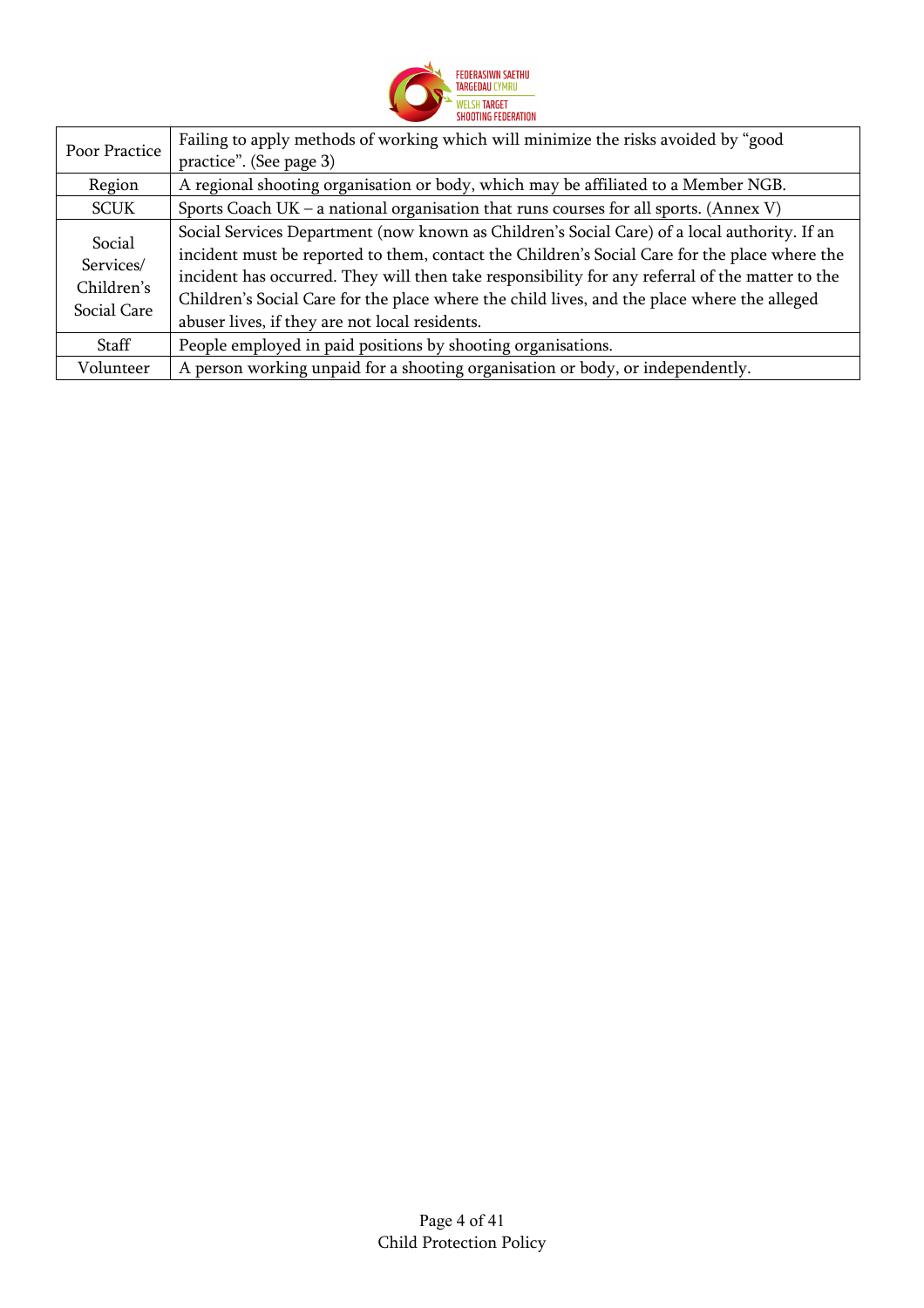| | |
|---|---|
| Poor Practice | Failing to apply methods of working which will minimize the risks avoided by "good practice". (See page 3) |
| Region | A regional shooting organisation or body, which may be affiliated to a Member NGB. |
| SCUK | Sports Coach UK – a national organisation that runs courses for all sports. (Annex V) |
| Social Services/ Children's Social Care | Social Services Department (now known as Children's Social Care) of a local authority. If an incident must be reported to them, contact the Children's Social Care for the place where the incident has occurred. They will then take responsibility for any referral of the matter to the Children's Social Care for the place where the child lives, and the place where the alleged abuser lives, if they are not local residents. |
| Staff | People employed in paid positions by shooting organisations. |
| Volunteer | A person working unpaid for a shooting organisation or body, or independently. |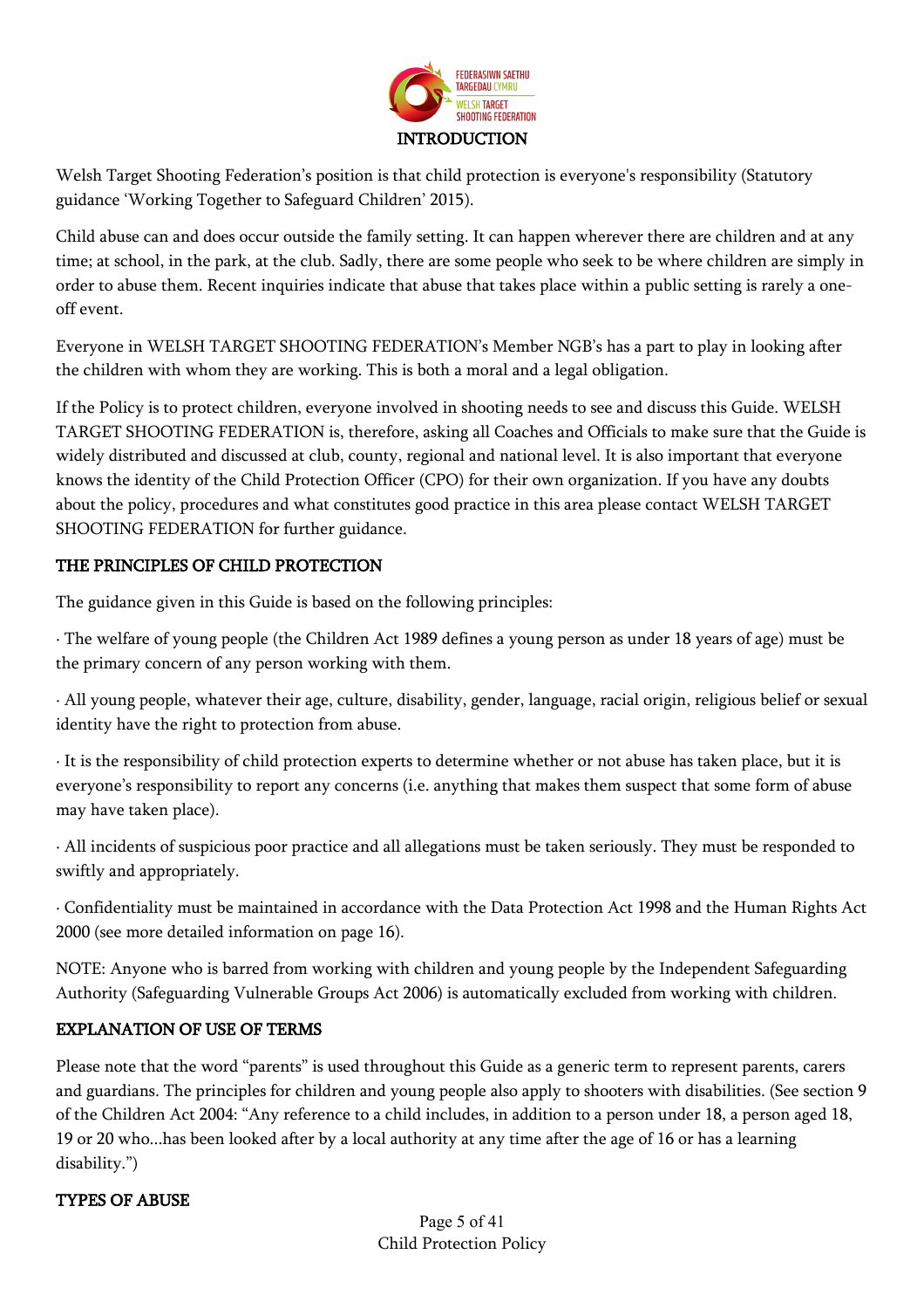## INTRODUCTION

Welsh Target Shooting Federation's position is that child protection is everyone's responsibility (Statutory guidance 'Working Together to Safeguard Children' 2015).

Child abuse can and does occur outside the family setting. It can happen wherever there are children and at any time; at school, in the park, at the club. Sadly, there are some people who seek to be where children are simply in order to abuse them. Recent inquiries indicate that abuse that takes place within a public setting is rarely a one-off event.

Everyone in WELSH TARGET SHOOTING FEDERATION's Member NGB's has a part to play in looking after the children with whom they are working. This is both a moral and a legal obligation.

If the Policy is to protect children, everyone involved in shooting needs to see and discuss this Guide. WELSH TARGET SHOOTING FEDERATION is, therefore, asking all Coaches and Officials to make sure that the Guide is widely distributed and discussed at club, county, regional and national level. It is also important that everyone knows the identity of the Child Protection Officer (CPO) for their own organization. If you have any doubts about the policy, procedures and what constitutes good practice in this area please contact WELSH TARGET SHOOTING FEDERATION for further guidance.

## THE PRINCIPLES OF CHILD PROTECTION

The guidance given in this Guide is based on the following principles:

· The welfare of young people (the Children Act 1989 defines a young person as under 18 years of age) must be the primary concern of any person working with them.

· All young people, whatever their age, culture, disability, gender, language, racial origin, religious belief or sexual identity have the right to protection from abuse.

· It is the responsibility of child protection experts to determine whether or not abuse has taken place, but it is everyone's responsibility to report any concerns (i.e. anything that makes them suspect that some form of abuse may have taken place).

· All incidents of suspicious poor practice and all allegations must be taken seriously. They must be responded to swiftly and appropriately.

· Confidentiality must be maintained in accordance with the Data Protection Act 1998 and the Human Rights Act 2000 (see more detailed information on page 16).

NOTE: Anyone who is barred from working with children and young people by the Independent Safeguarding Authority (Safeguarding Vulnerable Groups Act 2006) is automatically excluded from working with children.

## EXPLANATION OF USE OF TERMS

Please note that the word "parents" is used throughout this Guide as a generic term to represent parents, carers and guardians. The principles for children and young people also apply to shooters with disabilities. (See section 9 of the Children Act 2004: "Any reference to a child includes, in addition to a person under 18, a person aged 18, 19 or 20 who...has been looked after by a local authority at any time after the age of 16 or has a learning disability.")

## TYPES OF ABUSE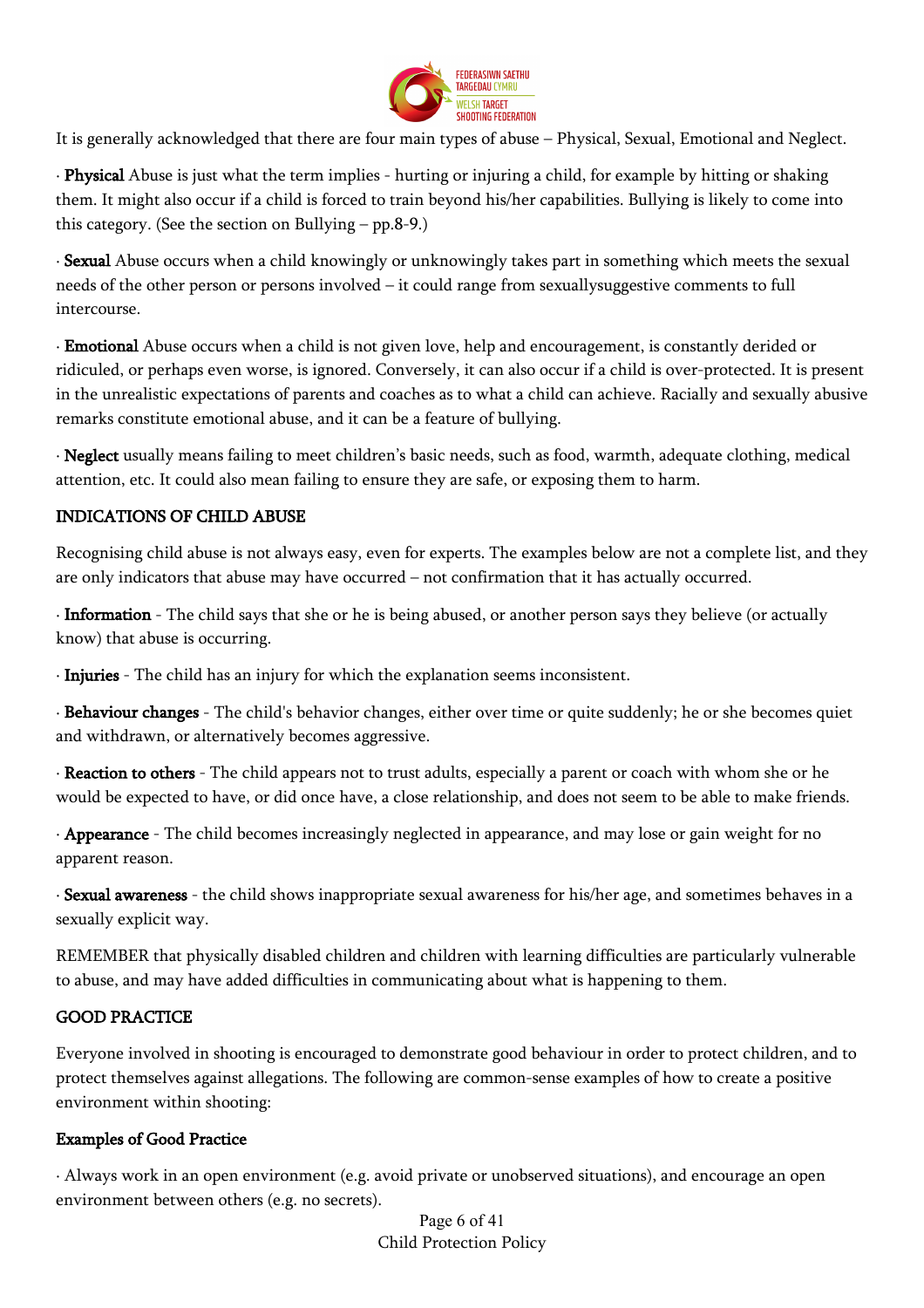It is generally acknowledged that there are four main types of abuse – Physical, Sexual, Emotional and Neglect.

· **Physical** Abuse is just what the term implies - hurting or injuring a child, for example by hitting or shaking them. It might also occur if a child is forced to train beyond his/her capabilities. Bullying is likely to come into this category. (See the section on Bullying – pp.8-9.)

· **Sexual** Abuse occurs when a child knowingly or unknowingly takes part in something which meets the sexual needs of the other person or persons involved – it could range from sexuallysuggestive comments to full intercourse.

· **Emotional** Abuse occurs when a child is not given love, help and encouragement, is constantly derided or ridiculed, or perhaps even worse, is ignored. Conversely, it can also occur if a child is over-protected. It is present in the unrealistic expectations of parents and coaches as to what a child can achieve. Racially and sexually abusive remarks constitute emotional abuse, and it can be a feature of bullying.

· **Neglect** usually means failing to meet children's basic needs, such as food, warmth, adequate clothing, medical attention, etc. It could also mean failing to ensure they are safe, or exposing them to harm.

## INDICATIONS OF CHILD ABUSE

Recognising child abuse is not always easy, even for experts. The examples below are not a complete list, and they are only indicators that abuse may have occurred – not confirmation that it has actually occurred.

· **Information** - The child says that she or he is being abused, or another person says they believe (or actually know) that abuse is occurring.

· **Injuries** - The child has an injury for which the explanation seems inconsistent.

· **Behaviour changes** - The child's behavior changes, either over time or quite suddenly; he or she becomes quiet and withdrawn, or alternatively becomes aggressive.

· **Reaction to others** - The child appears not to trust adults, especially a parent or coach with whom she or he would be expected to have, or did once have, a close relationship, and does not seem to be able to make friends.

· **Appearance** - The child becomes increasingly neglected in appearance, and may lose or gain weight for no apparent reason.

· **Sexual awareness** - the child shows inappropriate sexual awareness for his/her age, and sometimes behaves in a sexually explicit way.

REMEMBER that physically disabled children and children with learning difficulties are particularly vulnerable to abuse, and may have added difficulties in communicating about what is happening to them.

## GOOD PRACTICE

Everyone involved in shooting is encouraged to demonstrate good behaviour in order to protect children, and to protect themselves against allegations. The following are common-sense examples of how to create a positive environment within shooting:

### Examples of Good Practice

· Always work in an open environment (e.g. avoid private or unobserved situations), and encourage an open environment between others (e.g. no secrets).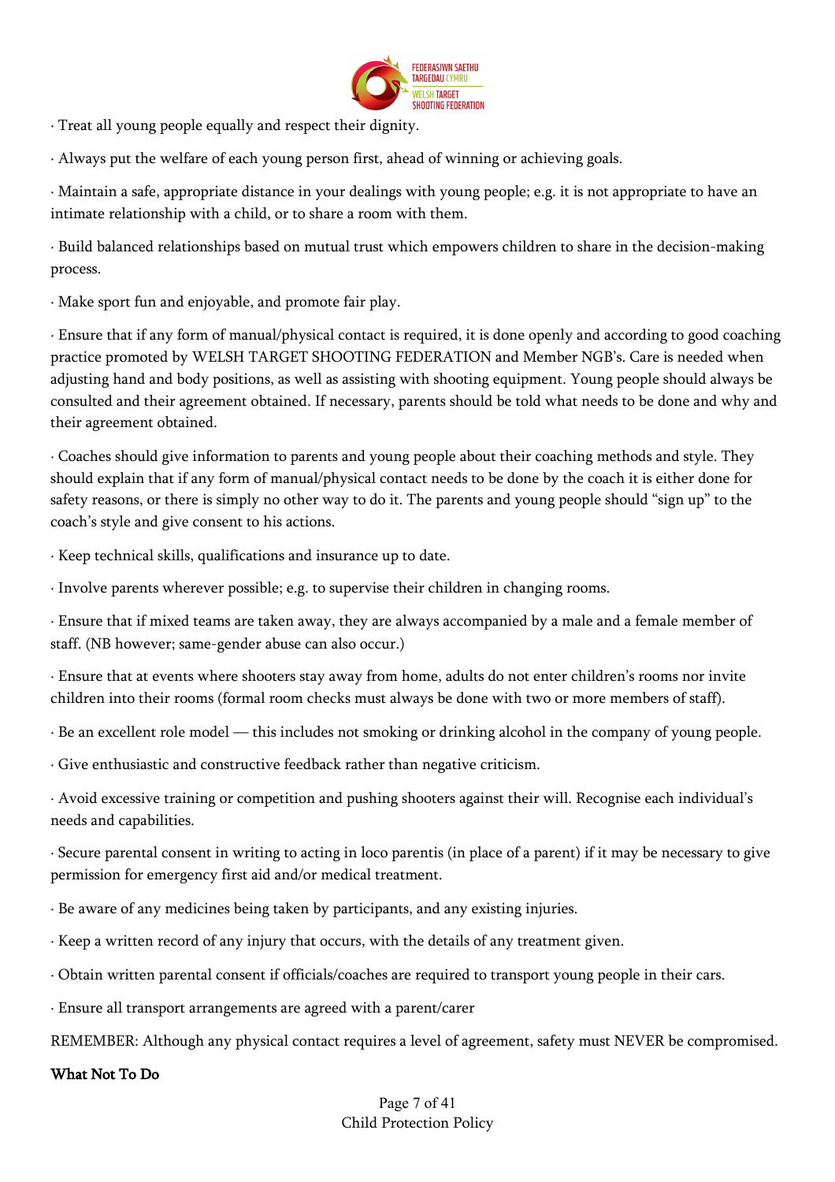- Treat all young people equally and respect their dignity.
- Always put the welfare of each young person first, ahead of winning or achieving goals.
- Maintain a safe, appropriate distance in your dealings with young people; e.g. it is not appropriate to have an intimate relationship with a child, or to share a room with them.
- Build balanced relationships based on mutual trust which empowers children to share in the decision-making process.
- Make sport fun and enjoyable, and promote fair play.
- Ensure that if any form of manual/physical contact is required, it is done openly and according to good coaching practice promoted by WELSH TARGET SHOOTING FEDERATION and Member NGB's. Care is needed when adjusting hand and body positions, as well as assisting with shooting equipment. Young people should always be consulted and their agreement obtained. If necessary, parents should be told what needs to be done and why and their agreement obtained.
- Coaches should give information to parents and young people about their coaching methods and style. They should explain that if any form of manual/physical contact needs to be done by the coach it is either done for safety reasons, or there is simply no other way to do it. The parents and young people should "sign up" to the coach's style and give consent to his actions.
- Keep technical skills, qualifications and insurance up to date.
- Involve parents wherever possible; e.g. to supervise their children in changing rooms.
- Ensure that if mixed teams are taken away, they are always accompanied by a male and a female member of staff. (NB however; same-gender abuse can also occur.)
- Ensure that at events where shooters stay away from home, adults do not enter children's rooms nor invite children into their rooms (formal room checks must always be done with two or more members of staff).
- Be an excellent role model — this includes not smoking or drinking alcohol in the company of young people.
- Give enthusiastic and constructive feedback rather than negative criticism.
- Avoid excessive training or competition and pushing shooters against their will. Recognise each individual's needs and capabilities.
- Secure parental consent in writing to acting in loco parentis (in place of a parent) if it may be necessary to give permission for emergency first aid and/or medical treatment.
- Be aware of any medicines being taken by participants, and any existing injuries.
- Keep a written record of any injury that occurs, with the details of any treatment given.
- Obtain written parental consent if officials/coaches are required to transport young people in their cars.
- Ensure all transport arrangements are agreed with a parent/carer

REMEMBER: Although any physical contact requires a level of agreement, safety must NEVER be compromised.

**What Not To Do**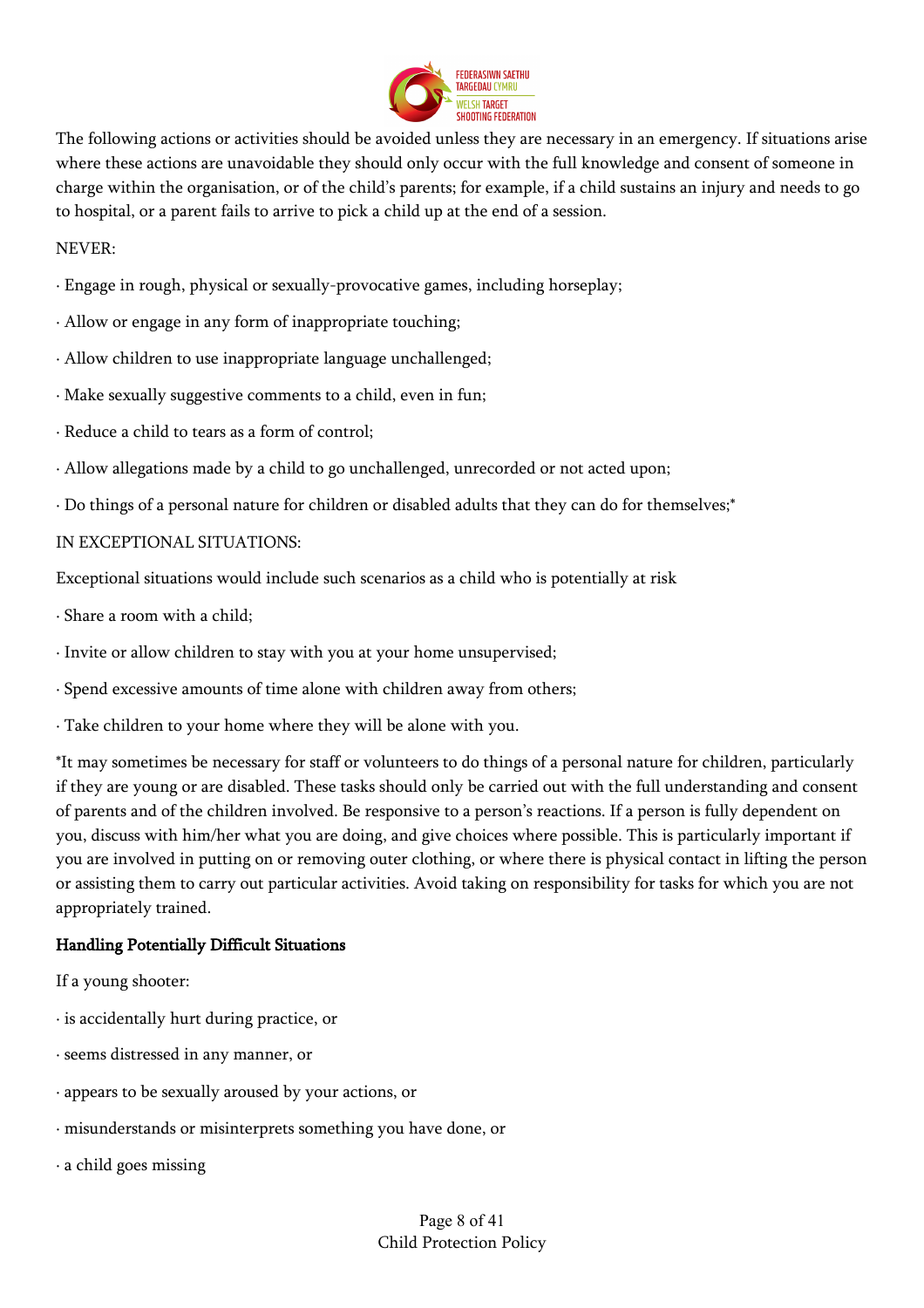The following actions or activities should be avoided unless they are necessary in an emergency. If situations arise where these actions are unavoidable they should only occur with the full knowledge and consent of someone in charge within the organisation, or of the child's parents; for example, if a child sustains an injury and needs to go to hospital, or a parent fails to arrive to pick a child up at the end of a session.

NEVER:

- Engage in rough, physical or sexually-provocative games, including horseplay;
- Allow or engage in any form of inappropriate touching;
- Allow children to use inappropriate language unchallenged;
- Make sexually suggestive comments to a child, even in fun;
- Reduce a child to tears as a form of control;
- Allow allegations made by a child to go unchallenged, unrecorded or not acted upon;
- Do things of a personal nature for children or disabled adults that they can do for themselves;*

IN EXCEPTIONAL SITUATIONS:

Exceptional situations would include such scenarios as a child who is potentially at risk

- Share a room with a child;
- Invite or allow children to stay with you at your home unsupervised;
- Spend excessive amounts of time alone with children away from others;
- Take children to your home where they will be alone with you.

*It may sometimes be necessary for staff or volunteers to do things of a personal nature for children, particularly if they are young or are disabled. These tasks should only be carried out with the full understanding and consent of parents and of the children involved. Be responsive to a person's reactions. If a person is fully dependent on you, discuss with him/her what you are doing, and give choices where possible. This is particularly important if you are involved in putting on or removing outer clothing, or where there is physical contact in lifting the person or assisting them to carry out particular activities. Avoid taking on responsibility for tasks for which you are not appropriately trained.

**Handling Potentially Difficult Situations**

If a young shooter:

- is accidentally hurt during practice, or
- seems distressed in any manner, or
- appears to be sexually aroused by your actions, or
- misunderstands or misinterprets something you have done, or
- a child goes missing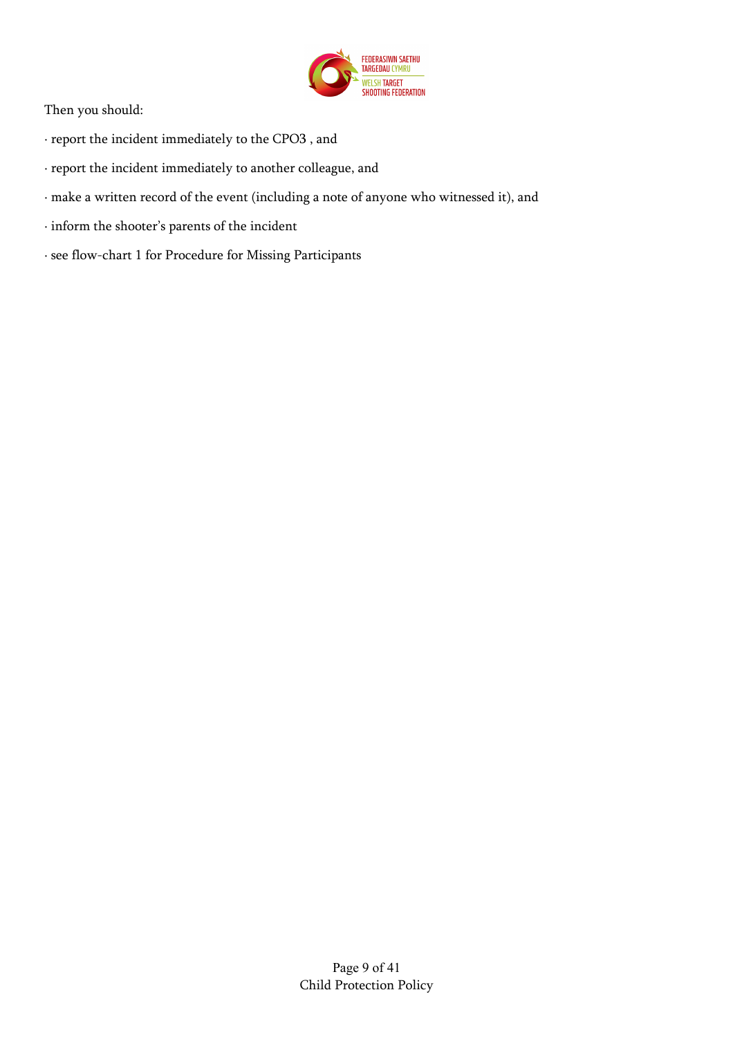Then you should:

· report the incident immediately to the CPO3 , and

· report the incident immediately to another colleague, and

· make a written record of the event (including a note of anyone who witnessed it), and

· inform the shooter's parents of the incident

· see flow-chart 1 for Procedure for Missing Participants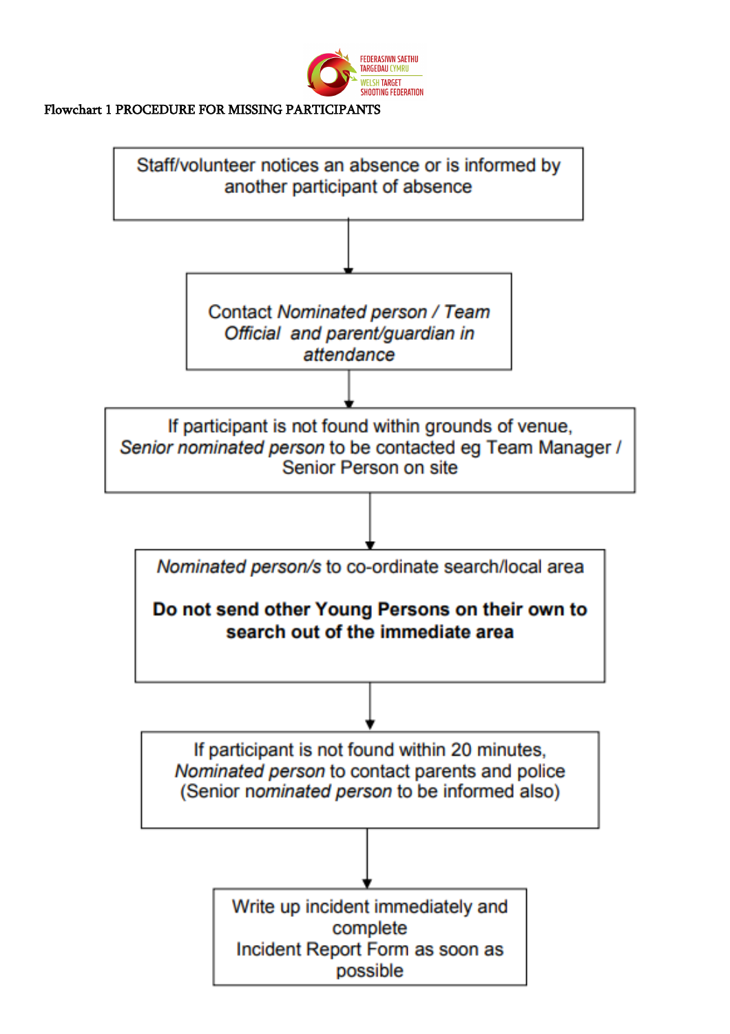**Flowchart 1 PROCEDURE FOR MISSING PARTICIPANTS**

Staff/volunteer notices an absence or is informed by another participant of absence

↓

Contact *Nominated person / Team Official and parent/guardian in attendance*

↓

If participant is not found within grounds of venue, *Senior nominated person* to be contacted eg Team Manager / Senior Person on site

↓

*Nominated person/s* to co-ordinate search/local area

**Do not send other Young Persons on their own to search out of the immediate area**

↓

If participant is not found within 20 minutes, *Nominated person* to contact parents and police (Senior *nominated person* to be informed also)

↓

Write up incident immediately and complete Incident Report Form as soon as possible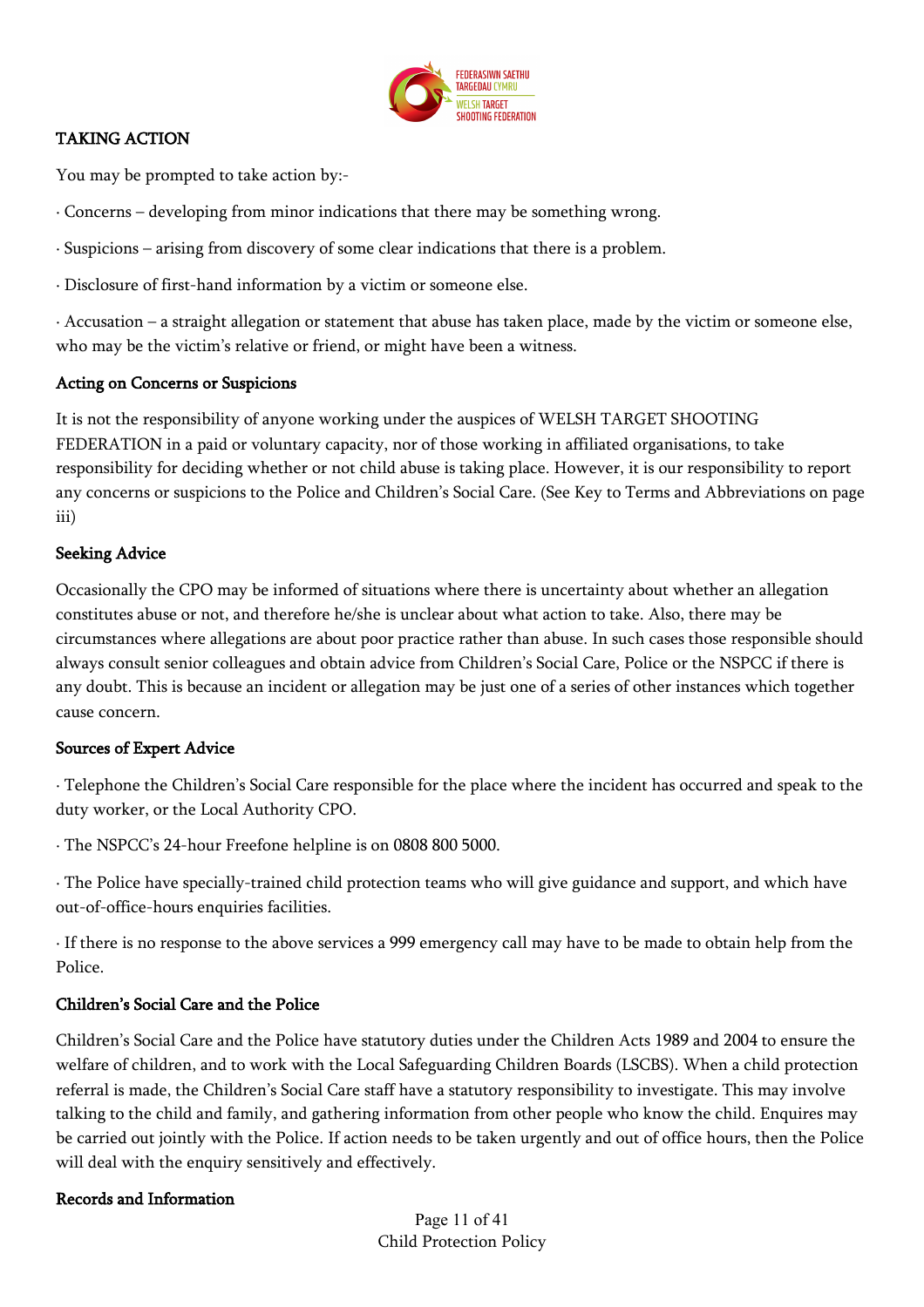## TAKING ACTION

You may be prompted to take action by:-

· Concerns – developing from minor indications that there may be something wrong.

· Suspicions – arising from discovery of some clear indications that there is a problem.

· Disclosure of first-hand information by a victim or someone else.

· Accusation – a straight allegation or statement that abuse has taken place, made by the victim or someone else, who may be the victim's relative or friend, or might have been a witness.

### Acting on Concerns or Suspicions

It is not the responsibility of anyone working under the auspices of WELSH TARGET SHOOTING FEDERATION in a paid or voluntary capacity, nor of those working in affiliated organisations, to take responsibility for deciding whether or not child abuse is taking place. However, it is our responsibility to report any concerns or suspicions to the Police and Children's Social Care. (See Key to Terms and Abbreviations on page iii)

### Seeking Advice

Occasionally the CPO may be informed of situations where there is uncertainty about whether an allegation constitutes abuse or not, and therefore he/she is unclear about what action to take. Also, there may be circumstances where allegations are about poor practice rather than abuse. In such cases those responsible should always consult senior colleagues and obtain advice from Children's Social Care, Police or the NSPCC if there is any doubt. This is because an incident or allegation may be just one of a series of other instances which together cause concern.

### Sources of Expert Advice

· Telephone the Children's Social Care responsible for the place where the incident has occurred and speak to the duty worker, or the Local Authority CPO.

· The NSPCC's 24-hour Freefone helpline is on 0808 800 5000.

· The Police have specially-trained child protection teams who will give guidance and support, and which have out-of-office-hours enquiries facilities.

· If there is no response to the above services a 999 emergency call may have to be made to obtain help from the Police.

### Children's Social Care and the Police

Children's Social Care and the Police have statutory duties under the Children Acts 1989 and 2004 to ensure the welfare of children, and to work with the Local Safeguarding Children Boards (LSCBS). When a child protection referral is made, the Children's Social Care staff have a statutory responsibility to investigate. This may involve talking to the child and family, and gathering information from other people who know the child. Enquires may be carried out jointly with the Police. If action needs to be taken urgently and out of office hours, then the Police will deal with the enquiry sensitively and effectively.

### Records and Information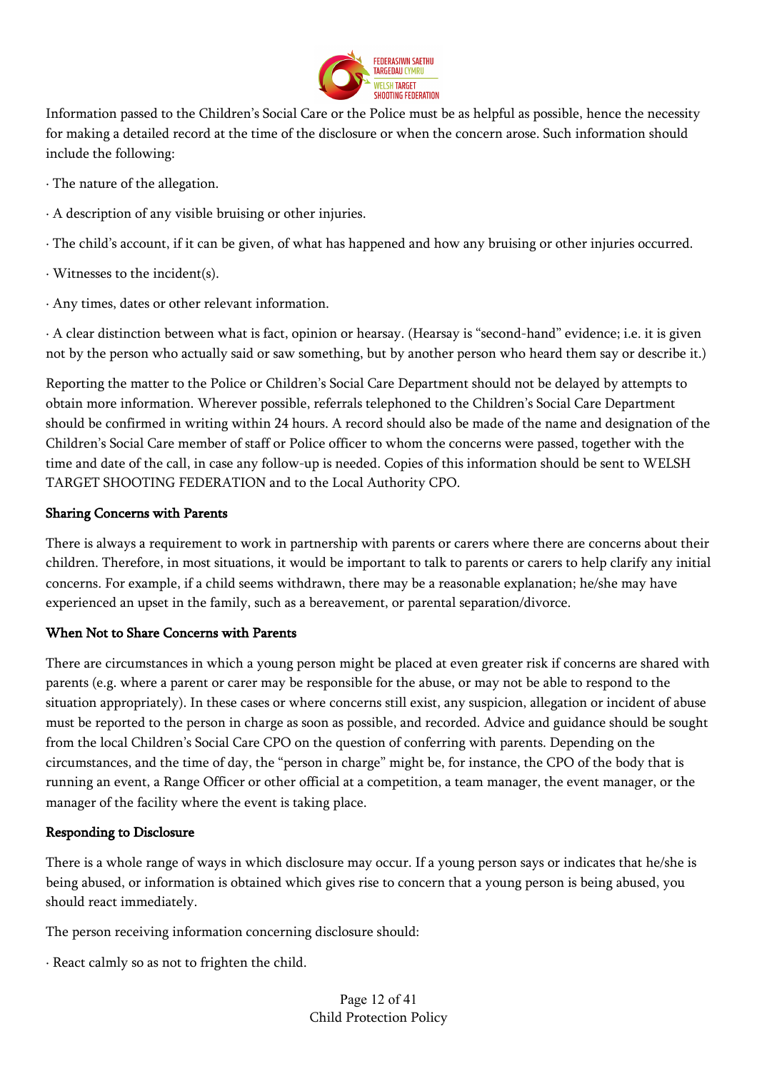Information passed to the Children's Social Care or the Police must be as helpful as possible, hence the necessity for making a detailed record at the time of the disclosure or when the concern arose. Such information should include the following:

· The nature of the allegation.

· A description of any visible bruising or other injuries.

· The child's account, if it can be given, of what has happened and how any bruising or other injuries occurred.

· Witnesses to the incident(s).

· Any times, dates or other relevant information.

· A clear distinction between what is fact, opinion or hearsay. (Hearsay is "second-hand" evidence; i.e. it is given not by the person who actually said or saw something, but by another person who heard them say or describe it.)

Reporting the matter to the Police or Children's Social Care Department should not be delayed by attempts to obtain more information. Wherever possible, referrals telephoned to the Children's Social Care Department should be confirmed in writing within 24 hours. A record should also be made of the name and designation of the Children's Social Care member of staff or Police officer to whom the concerns were passed, together with the time and date of the call, in case any follow-up is needed. Copies of this information should be sent to WELSH TARGET SHOOTING FEDERATION and to the Local Authority CPO.

**Sharing Concerns with Parents**

There is always a requirement to work in partnership with parents or carers where there are concerns about their children. Therefore, in most situations, it would be important to talk to parents or carers to help clarify any initial concerns. For example, if a child seems withdrawn, there may be a reasonable explanation; he/she may have experienced an upset in the family, such as a bereavement, or parental separation/divorce.

**When Not to Share Concerns with Parents**

There are circumstances in which a young person might be placed at even greater risk if concerns are shared with parents (e.g. where a parent or carer may be responsible for the abuse, or may not be able to respond to the situation appropriately). In these cases or where concerns still exist, any suspicion, allegation or incident of abuse must be reported to the person in charge as soon as possible, and recorded. Advice and guidance should be sought from the local Children's Social Care CPO on the question of conferring with parents. Depending on the circumstances, and the time of day, the "person in charge" might be, for instance, the CPO of the body that is running an event, a Range Officer or other official at a competition, a team manager, the event manager, or the manager of the facility where the event is taking place.

**Responding to Disclosure**

There is a whole range of ways in which disclosure may occur. If a young person says or indicates that he/she is being abused, or information is obtained which gives rise to concern that a young person is being abused, you should react immediately.

The person receiving information concerning disclosure should:

· React calmly so as not to frighten the child.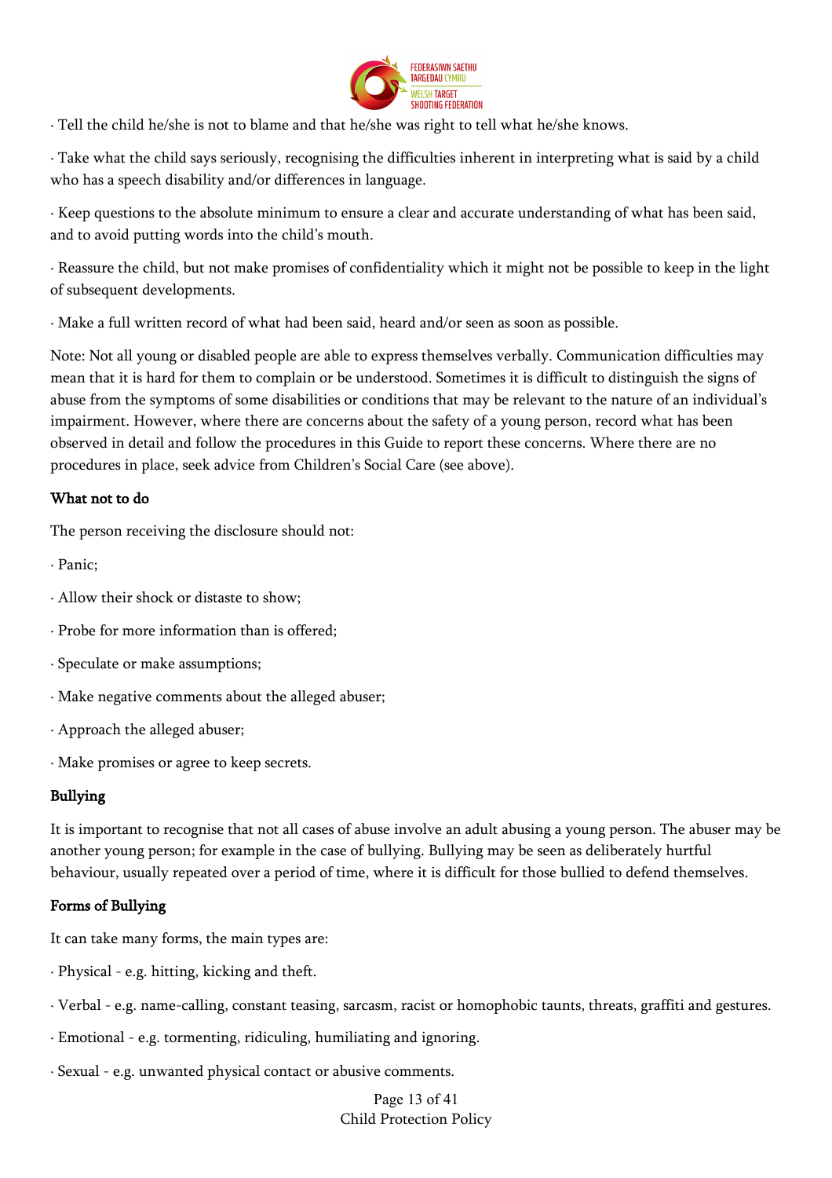· Tell the child he/she is not to blame and that he/she was right to tell what he/she knows.

· Take what the child says seriously, recognising the difficulties inherent in interpreting what is said by a child who has a speech disability and/or differences in language.

· Keep questions to the absolute minimum to ensure a clear and accurate understanding of what has been said, and to avoid putting words into the child's mouth.

· Reassure the child, but not make promises of confidentiality which it might not be possible to keep in the light of subsequent developments.

· Make a full written record of what had been said, heard and/or seen as soon as possible.

Note: Not all young or disabled people are able to express themselves verbally. Communication difficulties may mean that it is hard for them to complain or be understood. Sometimes it is difficult to distinguish the signs of abuse from the symptoms of some disabilities or conditions that may be relevant to the nature of an individual's impairment. However, where there are concerns about the safety of a young person, record what has been observed in detail and follow the procedures in this Guide to report these concerns. Where there are no procedures in place, seek advice from Children's Social Care (see above).

**What not to do**

The person receiving the disclosure should not:

· Panic;

· Allow their shock or distaste to show;

· Probe for more information than is offered;

· Speculate or make assumptions;

· Make negative comments about the alleged abuser;

· Approach the alleged abuser;

· Make promises or agree to keep secrets.

**Bullying**

It is important to recognise that not all cases of abuse involve an adult abusing a young person. The abuser may be another young person; for example in the case of bullying. Bullying may be seen as deliberately hurtful behaviour, usually repeated over a period of time, where it is difficult for those bullied to defend themselves.

**Forms of Bullying**

It can take many forms, the main types are:

· Physical - e.g. hitting, kicking and theft.

· Verbal - e.g. name-calling, constant teasing, sarcasm, racist or homophobic taunts, threats, graffiti and gestures.

· Emotional - e.g. tormenting, ridiculing, humiliating and ignoring.

· Sexual - e.g. unwanted physical contact or abusive comments.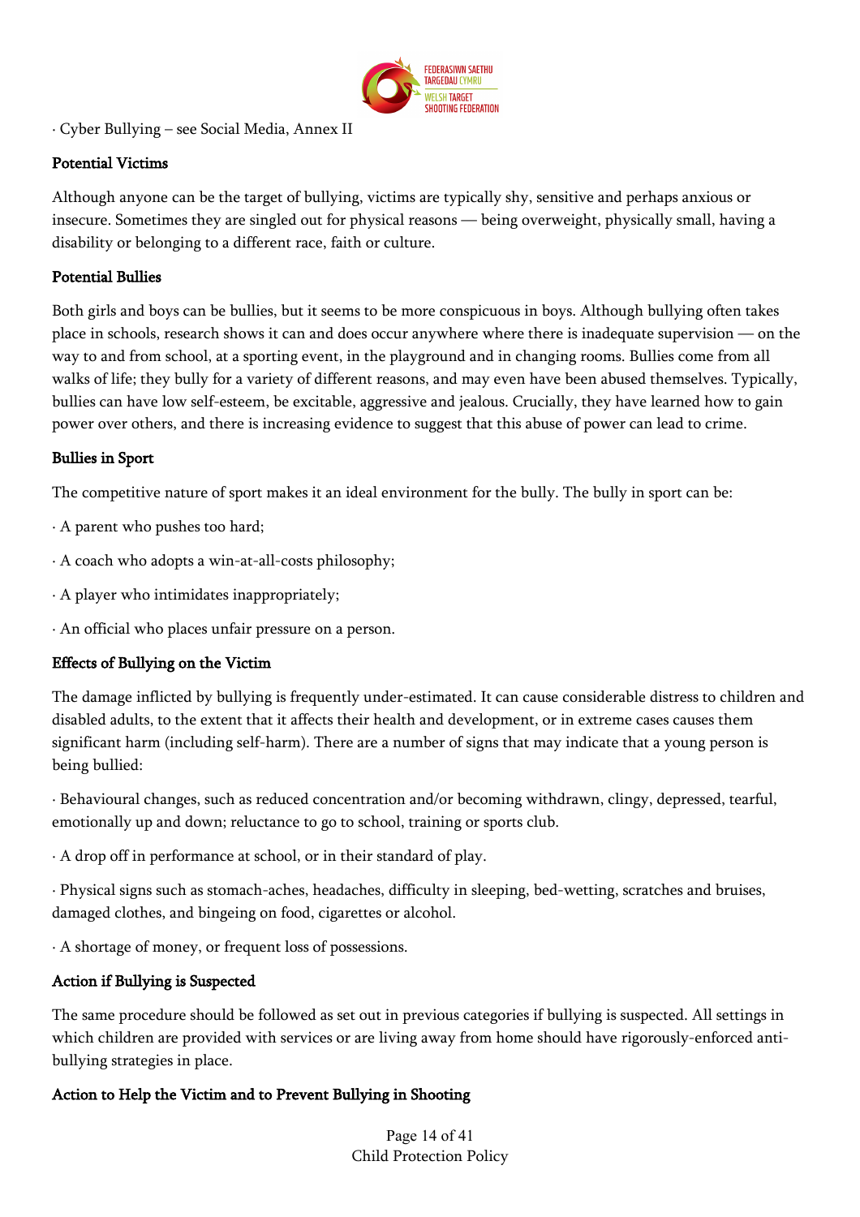· Cyber Bullying – see Social Media, Annex II

**Potential Victims**

Although anyone can be the target of bullying, victims are typically shy, sensitive and perhaps anxious or insecure. Sometimes they are singled out for physical reasons — being overweight, physically small, having a disability or belonging to a different race, faith or culture.

**Potential Bullies**

Both girls and boys can be bullies, but it seems to be more conspicuous in boys. Although bullying often takes place in schools, research shows it can and does occur anywhere where there is inadequate supervision — on the way to and from school, at a sporting event, in the playground and in changing rooms. Bullies come from all walks of life; they bully for a variety of different reasons, and may even have been abused themselves. Typically, bullies can have low self-esteem, be excitable, aggressive and jealous. Crucially, they have learned how to gain power over others, and there is increasing evidence to suggest that this abuse of power can lead to crime.

**Bullies in Sport**

The competitive nature of sport makes it an ideal environment for the bully. The bully in sport can be:

· A parent who pushes too hard;

· A coach who adopts a win-at-all-costs philosophy;

· A player who intimidates inappropriately;

· An official who places unfair pressure on a person.

**Effects of Bullying on the Victim**

The damage inflicted by bullying is frequently under-estimated. It can cause considerable distress to children and disabled adults, to the extent that it affects their health and development, or in extreme cases causes them significant harm (including self-harm). There are a number of signs that may indicate that a young person is being bullied:

· Behavioural changes, such as reduced concentration and/or becoming withdrawn, clingy, depressed, tearful, emotionally up and down; reluctance to go to school, training or sports club.

· A drop off in performance at school, or in their standard of play.

· Physical signs such as stomach-aches, headaches, difficulty in sleeping, bed-wetting, scratches and bruises, damaged clothes, and bingeing on food, cigarettes or alcohol.

· A shortage of money, or frequent loss of possessions.

**Action if Bullying is Suspected**

The same procedure should be followed as set out in previous categories if bullying is suspected. All settings in which children are provided with services or are living away from home should have rigorously-enforced anti-bullying strategies in place.

**Action to Help the Victim and to Prevent Bullying in Shooting**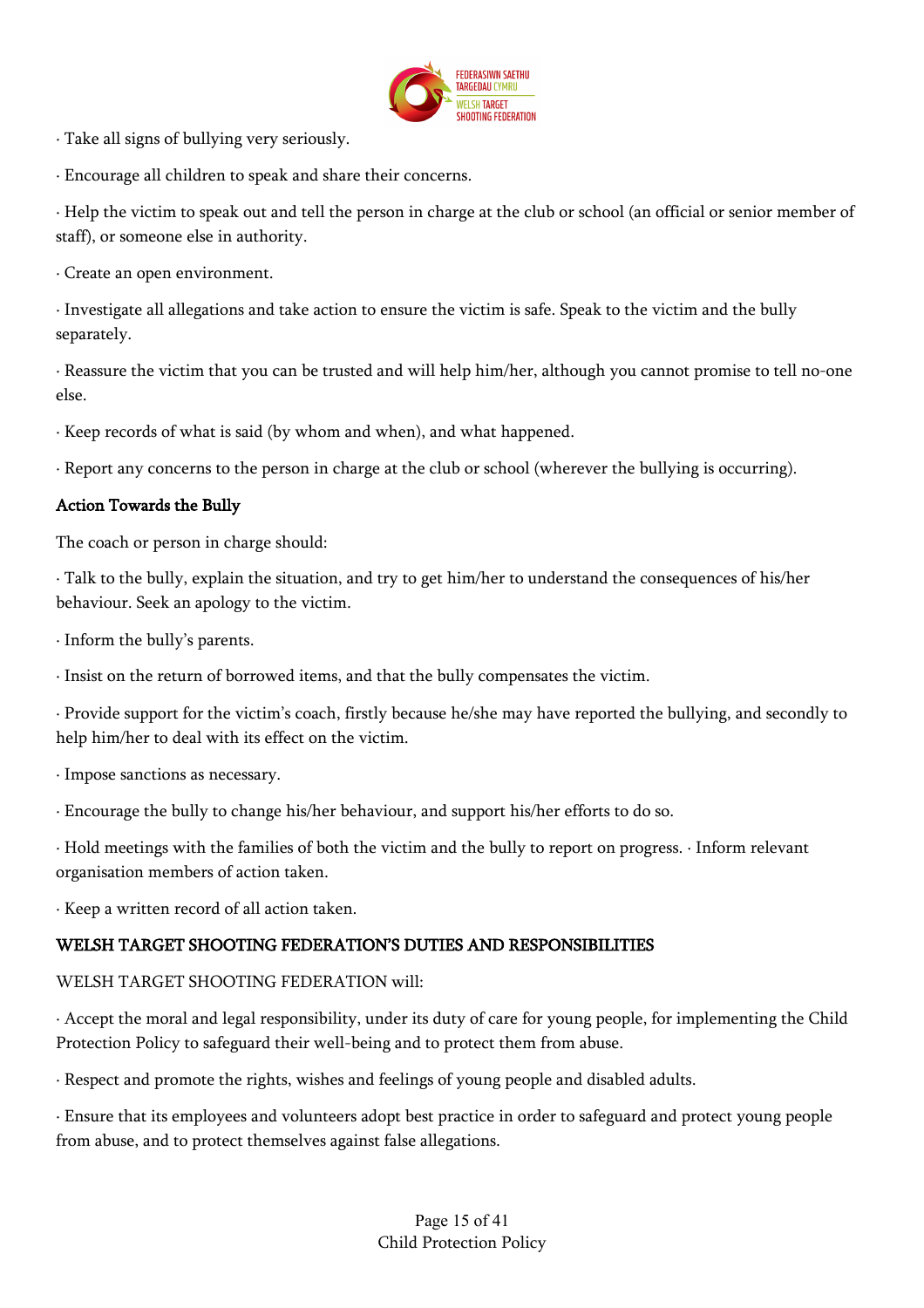· Take all signs of bullying very seriously.

· Encourage all children to speak and share their concerns.

· Help the victim to speak out and tell the person in charge at the club or school (an official or senior member of staff), or someone else in authority.

· Create an open environment.

· Investigate all allegations and take action to ensure the victim is safe. Speak to the victim and the bully separately.

· Reassure the victim that you can be trusted and will help him/her, although you cannot promise to tell no-one else.

· Keep records of what is said (by whom and when), and what happened.

· Report any concerns to the person in charge at the club or school (wherever the bullying is occurring).

**Action Towards the Bully**

The coach or person in charge should:

· Talk to the bully, explain the situation, and try to get him/her to understand the consequences of his/her behaviour. Seek an apology to the victim.

· Inform the bully's parents.

· Insist on the return of borrowed items, and that the bully compensates the victim.

· Provide support for the victim's coach, firstly because he/she may have reported the bullying, and secondly to help him/her to deal with its effect on the victim.

· Impose sanctions as necessary.

· Encourage the bully to change his/her behaviour, and support his/her efforts to do so.

· Hold meetings with the families of both the victim and the bully to report on progress. · Inform relevant organisation members of action taken.

· Keep a written record of all action taken.

**WELSH TARGET SHOOTING FEDERATION'S DUTIES AND RESPONSIBILITIES**

WELSH TARGET SHOOTING FEDERATION will:

· Accept the moral and legal responsibility, under its duty of care for young people, for implementing the Child Protection Policy to safeguard their well-being and to protect them from abuse.

· Respect and promote the rights, wishes and feelings of young people and disabled adults.

· Ensure that its employees and volunteers adopt best practice in order to safeguard and protect young people from abuse, and to protect themselves against false allegations.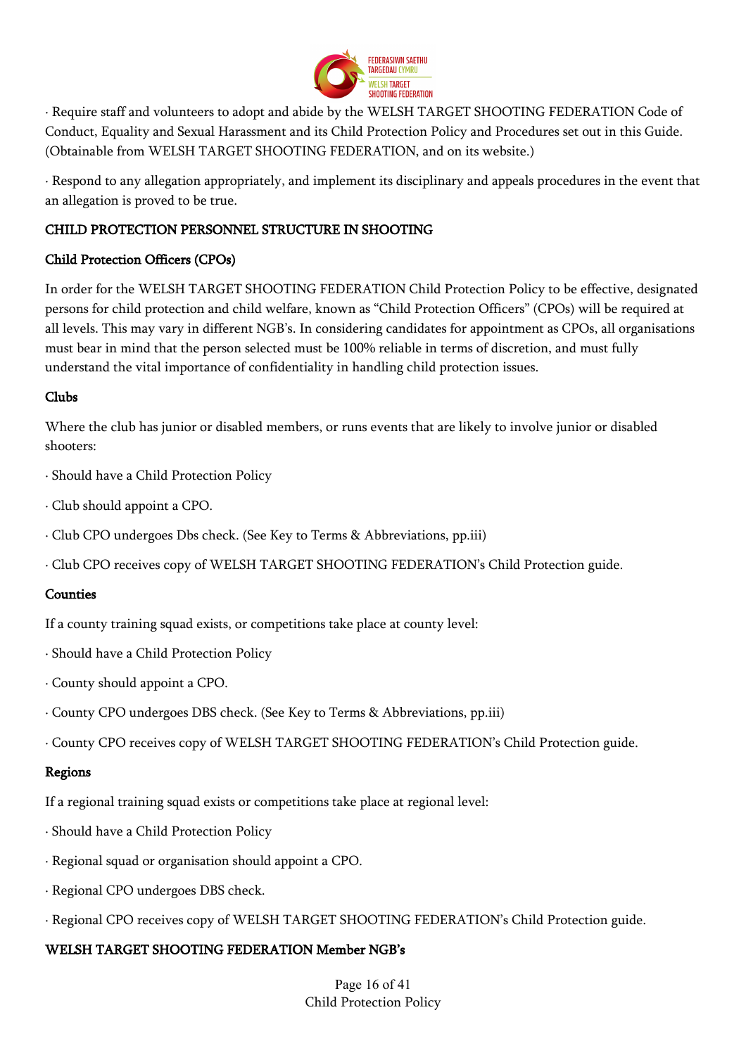· Require staff and volunteers to adopt and abide by the WELSH TARGET SHOOTING FEDERATION Code of Conduct, Equality and Sexual Harassment and its Child Protection Policy and Procedures set out in this Guide. (Obtainable from WELSH TARGET SHOOTING FEDERATION, and on its website.)

· Respond to any allegation appropriately, and implement its disciplinary and appeals procedures in the event that an allegation is proved to be true.

## CHILD PROTECTION PERSONNEL STRUCTURE IN SHOOTING

### Child Protection Officers (CPOs)

In order for the WELSH TARGET SHOOTING FEDERATION Child Protection Policy to be effective, designated persons for child protection and child welfare, known as "Child Protection Officers" (CPOs) will be required at all levels. This may vary in different NGB's. In considering candidates for appointment as CPOs, all organisations must bear in mind that the person selected must be 100% reliable in terms of discretion, and must fully understand the vital importance of confidentiality in handling child protection issues.

### Clubs

Where the club has junior or disabled members, or runs events that are likely to involve junior or disabled shooters:

· Should have a Child Protection Policy

· Club should appoint a CPO.

· Club CPO undergoes Dbs check. (See Key to Terms & Abbreviations, pp.iii)

· Club CPO receives copy of WELSH TARGET SHOOTING FEDERATION's Child Protection guide.

### Counties

If a county training squad exists, or competitions take place at county level:

· Should have a Child Protection Policy

· County should appoint a CPO.

· County CPO undergoes DBS check. (See Key to Terms & Abbreviations, pp.iii)

· County CPO receives copy of WELSH TARGET SHOOTING FEDERATION's Child Protection guide.

### Regions

If a regional training squad exists or competitions take place at regional level:

· Should have a Child Protection Policy

· Regional squad or organisation should appoint a CPO.

· Regional CPO undergoes DBS check.

· Regional CPO receives copy of WELSH TARGET SHOOTING FEDERATION's Child Protection guide.

### WELSH TARGET SHOOTING FEDERATION Member NGB's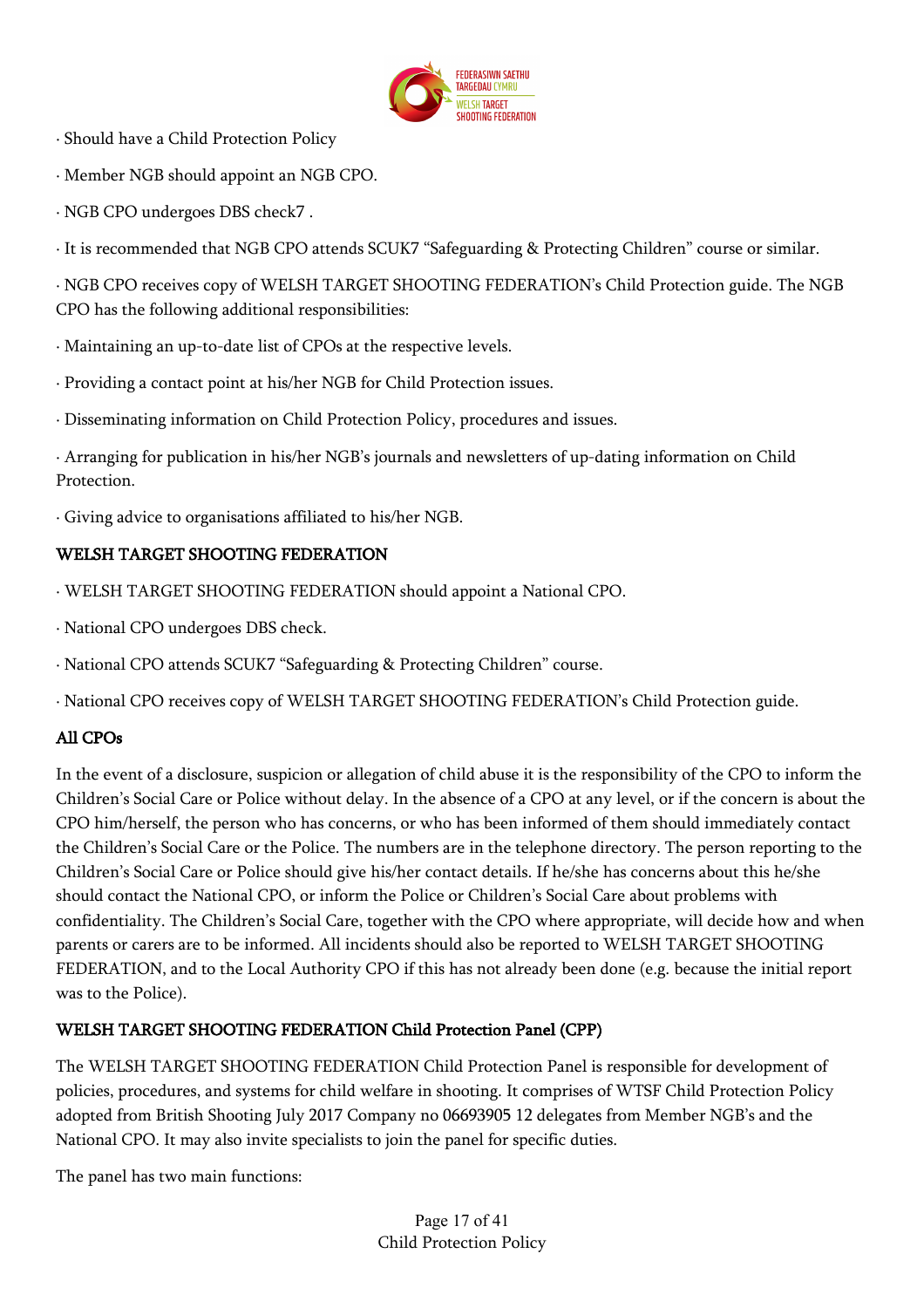· Should have a Child Protection Policy

· Member NGB should appoint an NGB CPO.

· NGB CPO undergoes DBS check7 .

· It is recommended that NGB CPO attends SCUK7 "Safeguarding & Protecting Children" course or similar.

· NGB CPO receives copy of WELSH TARGET SHOOTING FEDERATION's Child Protection guide. The NGB CPO has the following additional responsibilities:

· Maintaining an up-to-date list of CPOs at the respective levels.

· Providing a contact point at his/her NGB for Child Protection issues.

· Disseminating information on Child Protection Policy, procedures and issues.

· Arranging for publication in his/her NGB's journals and newsletters of up-dating information on Child Protection.

· Giving advice to organisations affiliated to his/her NGB.

**WELSH TARGET SHOOTING FEDERATION**

· WELSH TARGET SHOOTING FEDERATION should appoint a National CPO.

· National CPO undergoes DBS check.

· National CPO attends SCUK7 "Safeguarding & Protecting Children" course.

· National CPO receives copy of WELSH TARGET SHOOTING FEDERATION's Child Protection guide.

**All CPOs**

In the event of a disclosure, suspicion or allegation of child abuse it is the responsibility of the CPO to inform the Children's Social Care or Police without delay. In the absence of a CPO at any level, or if the concern is about the CPO him/herself, the person who has concerns, or who has been informed of them should immediately contact the Children's Social Care or the Police. The numbers are in the telephone directory. The person reporting to the Children's Social Care or Police should give his/her contact details. If he/she has concerns about this he/she should contact the National CPO, or inform the Police or Children's Social Care about problems with confidentiality. The Children's Social Care, together with the CPO where appropriate, will decide how and when parents or carers are to be informed. All incidents should also be reported to WELSH TARGET SHOOTING FEDERATION, and to the Local Authority CPO if this has not already been done (e.g. because the initial report was to the Police).

**WELSH TARGET SHOOTING FEDERATION Child Protection Panel (CPP)**

The WELSH TARGET SHOOTING FEDERATION Child Protection Panel is responsible for development of policies, procedures, and systems for child welfare in shooting. It comprises of WTSF Child Protection Policy adopted from British Shooting July 2017 Company no 06693905 12 delegates from Member NGB's and the National CPO. It may also invite specialists to join the panel for specific duties.

The panel has two main functions: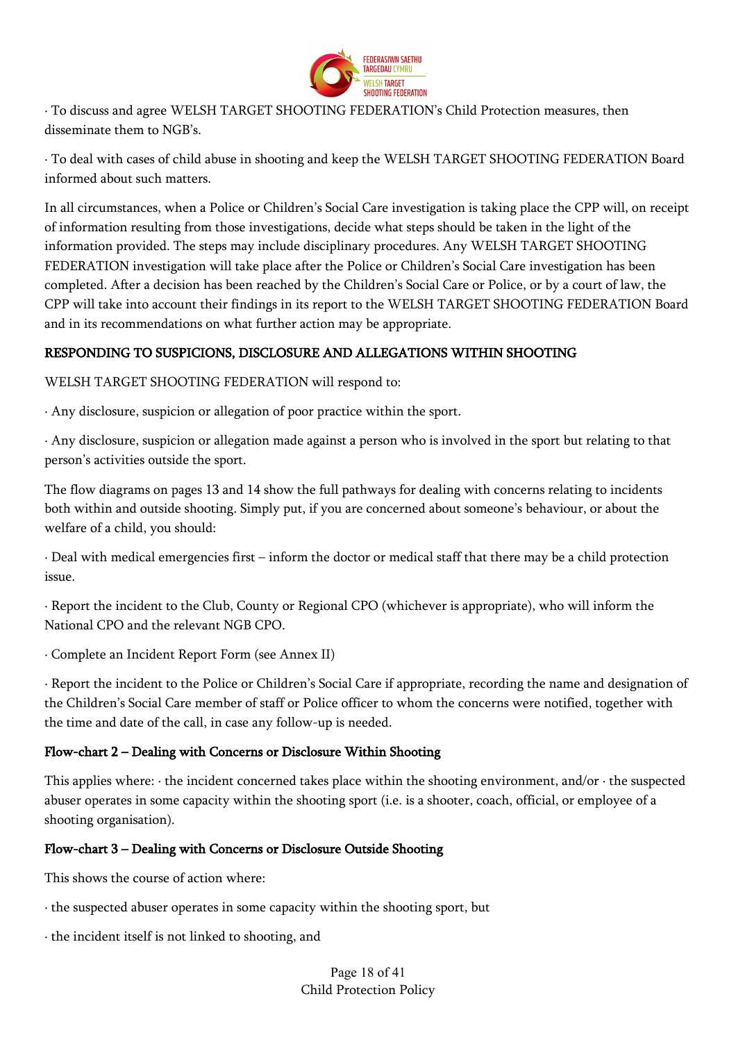· To discuss and agree WELSH TARGET SHOOTING FEDERATION's Child Protection measures, then disseminate them to NGB's.

· To deal with cases of child abuse in shooting and keep the WELSH TARGET SHOOTING FEDERATION Board informed about such matters.

In all circumstances, when a Police or Children's Social Care investigation is taking place the CPP will, on receipt of information resulting from those investigations, decide what steps should be taken in the light of the information provided. The steps may include disciplinary procedures. Any WELSH TARGET SHOOTING FEDERATION investigation will take place after the Police or Children's Social Care investigation has been completed. After a decision has been reached by the Children's Social Care or Police, or by a court of law, the CPP will take into account their findings in its report to the WELSH TARGET SHOOTING FEDERATION Board and in its recommendations on what further action may be appropriate.

## RESPONDING TO SUSPICIONS, DISCLOSURE AND ALLEGATIONS WITHIN SHOOTING

WELSH TARGET SHOOTING FEDERATION will respond to:

· Any disclosure, suspicion or allegation of poor practice within the sport.

· Any disclosure, suspicion or allegation made against a person who is involved in the sport but relating to that person's activities outside the sport.

The flow diagrams on pages 13 and 14 show the full pathways for dealing with concerns relating to incidents both within and outside shooting. Simply put, if you are concerned about someone's behaviour, or about the welfare of a child, you should:

· Deal with medical emergencies first – inform the doctor or medical staff that there may be a child protection issue.

· Report the incident to the Club, County or Regional CPO (whichever is appropriate), who will inform the National CPO and the relevant NGB CPO.

· Complete an Incident Report Form (see Annex II)

· Report the incident to the Police or Children's Social Care if appropriate, recording the name and designation of the Children's Social Care member of staff or Police officer to whom the concerns were notified, together with the time and date of the call, in case any follow-up is needed.

### Flow-chart 2 – Dealing with Concerns or Disclosure Within Shooting

This applies where: · the incident concerned takes place within the shooting environment, and/or · the suspected abuser operates in some capacity within the shooting sport (i.e. is a shooter, coach, official, or employee of a shooting organisation).

### Flow-chart 3 – Dealing with Concerns or Disclosure Outside Shooting

This shows the course of action where:

· the suspected abuser operates in some capacity within the shooting sport, but

· the incident itself is not linked to shooting, and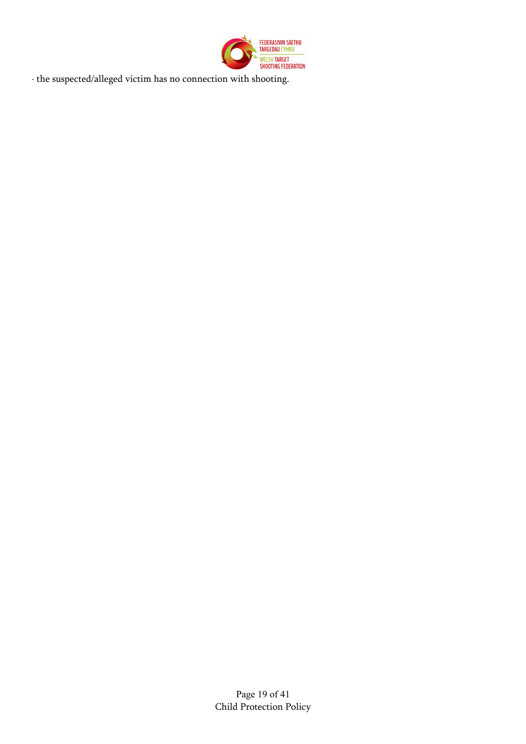· the suspected/alleged victim has no connection with shooting.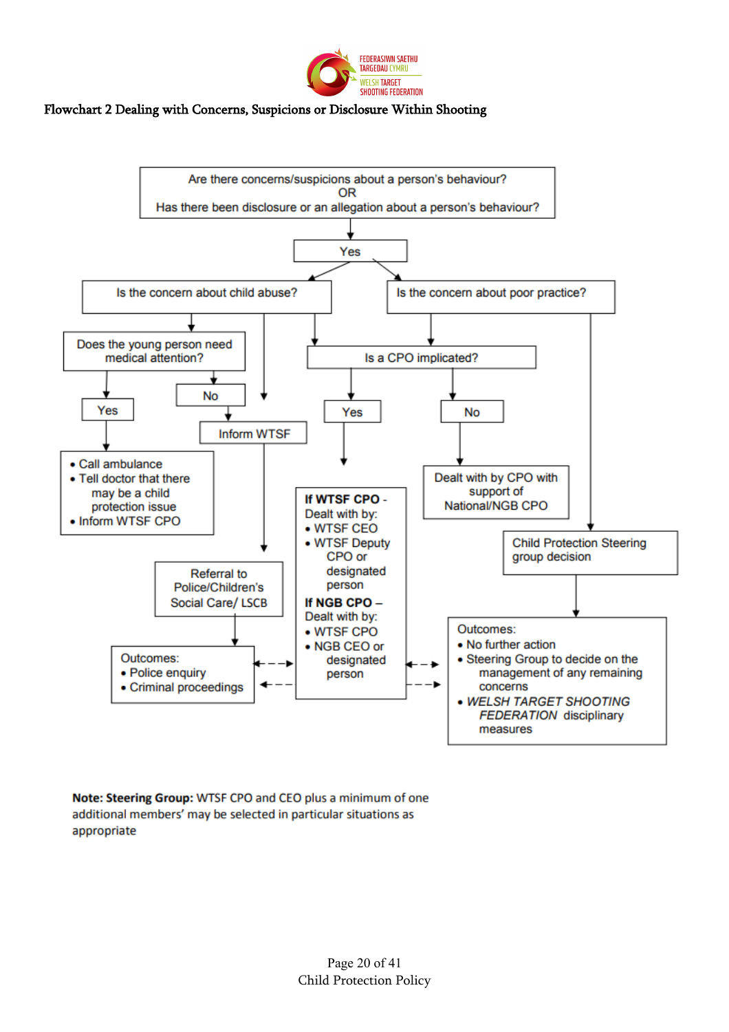FEDERASIWN SAETHU TARGEDAU CYMRU
WELSH TARGET SHOOTING FEDERATION

**Flowchart 2 Dealing with Concerns, Suspicions or Disclosure Within Shooting**

Are there concerns/suspicions about a person's behaviour?
OR
Has there been disclosure or an allegation about a person's behaviour?

Yes

Is the concern about child abuse?

Is the concern about poor practice?

Does the young person need medical attention?

Is a CPO implicated?

Yes

No

Yes

No

- Call ambulance
- Tell doctor that there may be a child protection issue
- Inform WTSF CPO

Inform WTSF

**If WTSF CPO** - Dealt with by:
- WTSF CEO
- WTSF Deputy CPO or designated person

**If NGB CPO** – Dealt with by:
- WTSF CPO
- NGB CEO or designated person

Dealt with by CPO with support of National/NGB CPO

Child Protection Steering group decision

Referral to Police/Children's Social Care/ LSCB

Outcomes:
- Police enquiry
- Criminal proceedings

Outcomes:
- No further action
- Steering Group to decide on the management of any remaining concerns
- *WELSH TARGET SHOOTING FEDERATION* disciplinary measures

**Note: Steering Group:** WTSF CPO and CEO plus a minimum of one additional members' may be selected in particular situations as appropriate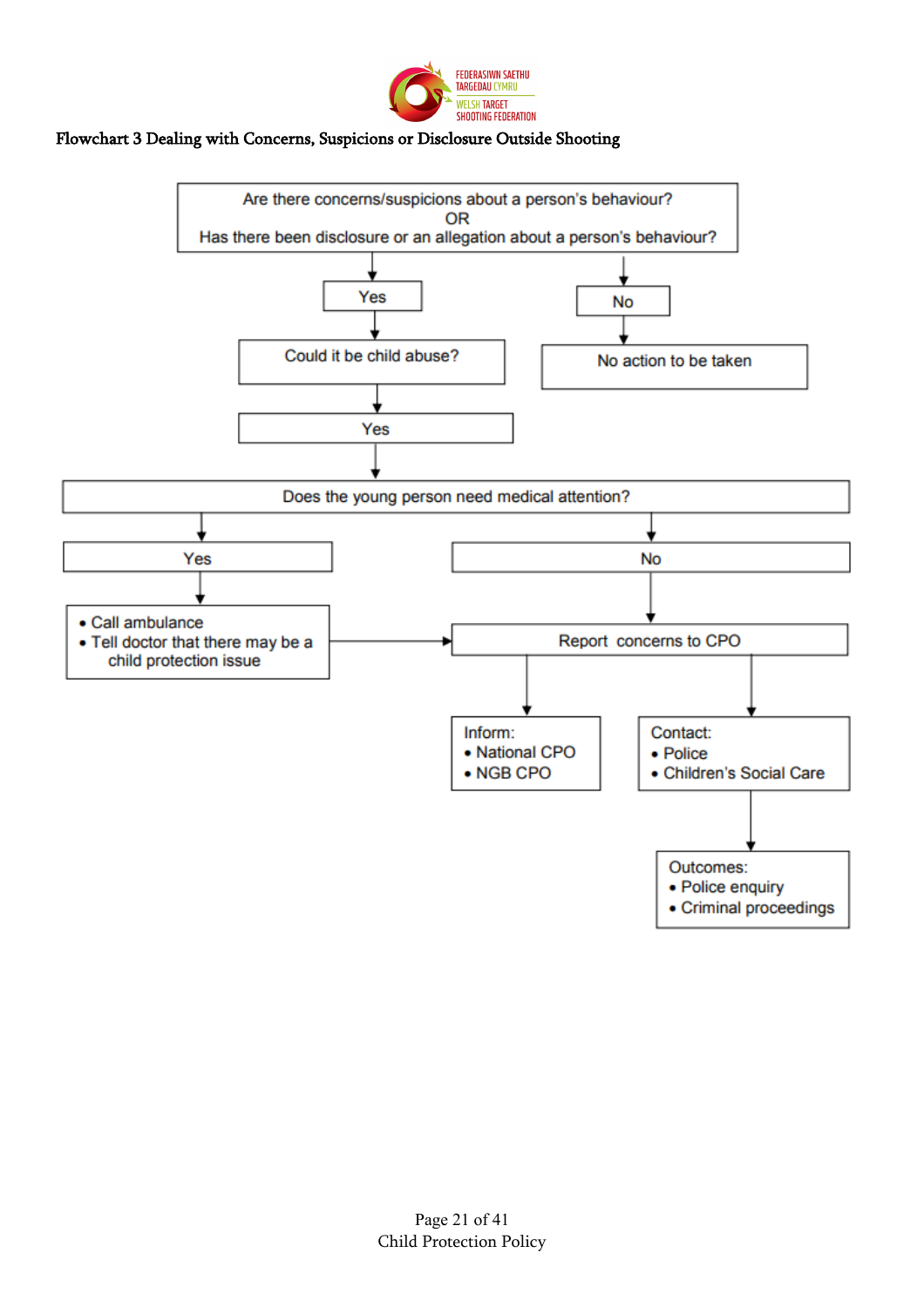# Flowchart 3 Dealing with Concerns, Suspicions or Disclosure Outside Shooting

Are there concerns/suspicions about a person's behaviour?
OR
Has there been disclosure or an allegation about a person's behaviour?

- **Yes** → Could it be child abuse?
  - **Yes** → Does the young person need medical attention?
    - **Yes** →
      - Call ambulance
      - Tell doctor that there may be a child protection issue

      → Report concerns to CPO
    - **No** → Report concerns to CPO
      - Inform:
        - National CPO
        - NGB CPO
      - Contact:
        - Police
        - Children's Social Care

        → Outcomes:
        - Police enquiry
        - Criminal proceedings
- **No** → No action to be taken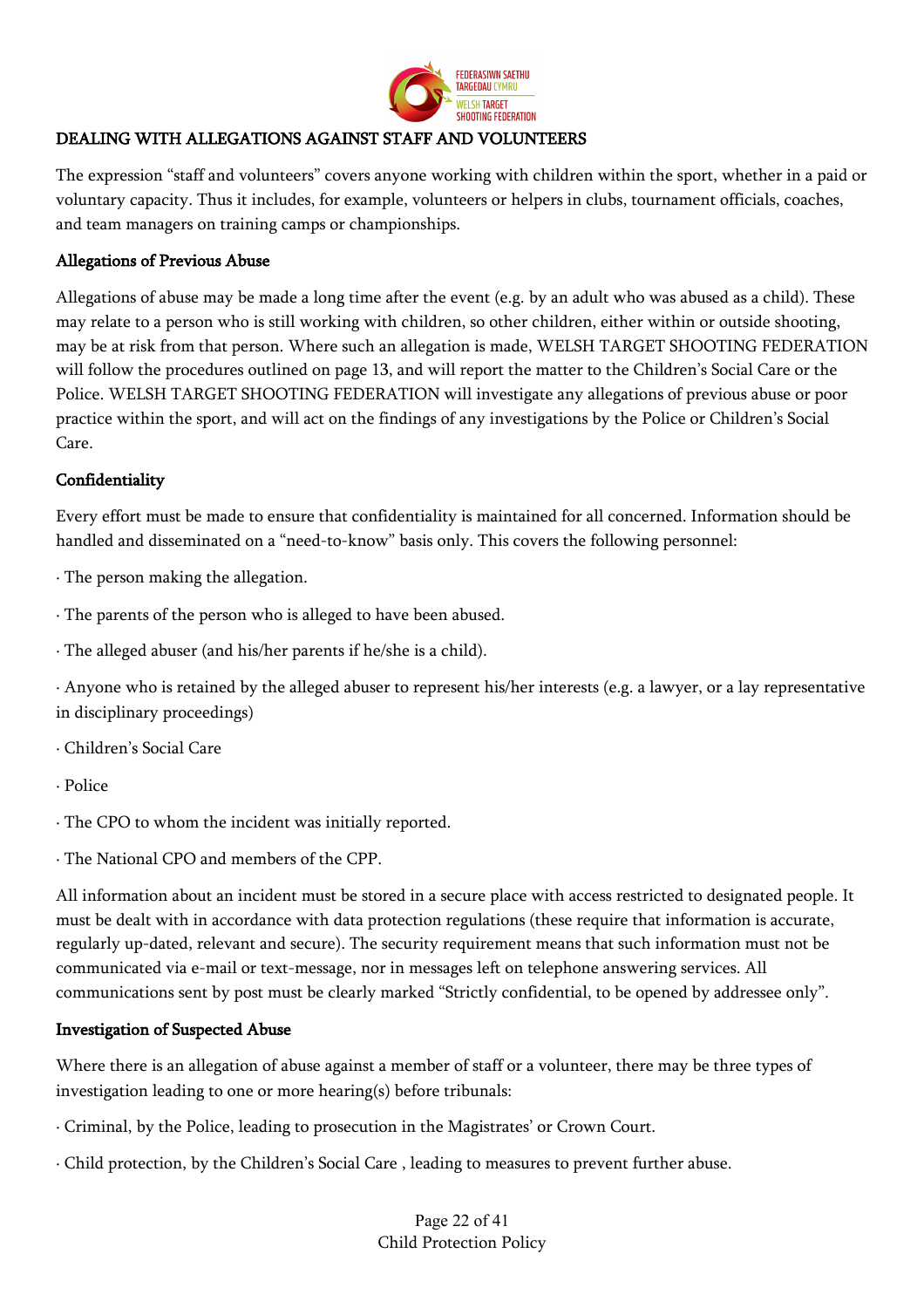## DEALING WITH ALLEGATIONS AGAINST STAFF AND VOLUNTEERS

The expression "staff and volunteers" covers anyone working with children within the sport, whether in a paid or voluntary capacity. Thus it includes, for example, volunteers or helpers in clubs, tournament officials, coaches, and team managers on training camps or championships.

### Allegations of Previous Abuse

Allegations of abuse may be made a long time after the event (e.g. by an adult who was abused as a child). These may relate to a person who is still working with children, so other children, either within or outside shooting, may be at risk from that person. Where such an allegation is made, WELSH TARGET SHOOTING FEDERATION will follow the procedures outlined on page 13, and will report the matter to the Children's Social Care or the Police. WELSH TARGET SHOOTING FEDERATION will investigate any allegations of previous abuse or poor practice within the sport, and will act on the findings of any investigations by the Police or Children's Social Care.

### Confidentiality

Every effort must be made to ensure that confidentiality is maintained for all concerned. Information should be handled and disseminated on a "need-to-know" basis only. This covers the following personnel:

· The person making the allegation.

· The parents of the person who is alleged to have been abused.

· The alleged abuser (and his/her parents if he/she is a child).

· Anyone who is retained by the alleged abuser to represent his/her interests (e.g. a lawyer, or a lay representative in disciplinary proceedings)

· Children's Social Care

· Police

· The CPO to whom the incident was initially reported.

· The National CPO and members of the CPP.

All information about an incident must be stored in a secure place with access restricted to designated people. It must be dealt with in accordance with data protection regulations (these require that information is accurate, regularly up-dated, relevant and secure). The security requirement means that such information must not be communicated via e-mail or text-message, nor in messages left on telephone answering services. All communications sent by post must be clearly marked "Strictly confidential, to be opened by addressee only".

### Investigation of Suspected Abuse

Where there is an allegation of abuse against a member of staff or a volunteer, there may be three types of investigation leading to one or more hearing(s) before tribunals:

· Criminal, by the Police, leading to prosecution in the Magistrates' or Crown Court.

· Child protection, by the Children's Social Care , leading to measures to prevent further abuse.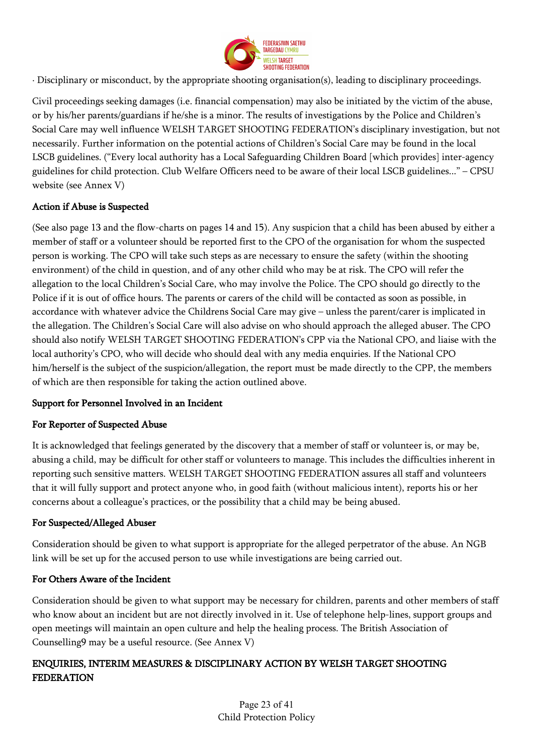· Disciplinary or misconduct, by the appropriate shooting organisation(s), leading to disciplinary proceedings.

Civil proceedings seeking damages (i.e. financial compensation) may also be initiated by the victim of the abuse, or by his/her parents/guardians if he/she is a minor. The results of investigations by the Police and Children's Social Care may well influence WELSH TARGET SHOOTING FEDERATION's disciplinary investigation, but not necessarily. Further information on the potential actions of Children's Social Care may be found in the local LSCB guidelines. ("Every local authority has a Local Safeguarding Children Board [which provides] inter-agency guidelines for child protection. Club Welfare Officers need to be aware of their local LSCB guidelines..." – CPSU website (see Annex V)

**Action if Abuse is Suspected**

(See also page 13 and the flow-charts on pages 14 and 15). Any suspicion that a child has been abused by either a member of staff or a volunteer should be reported first to the CPO of the organisation for whom the suspected person is working. The CPO will take such steps as are necessary to ensure the safety (within the shooting environment) of the child in question, and of any other child who may be at risk. The CPO will refer the allegation to the local Children's Social Care, who may involve the Police. The CPO should go directly to the Police if it is out of office hours. The parents or carers of the child will be contacted as soon as possible, in accordance with whatever advice the Childrens Social Care may give – unless the parent/carer is implicated in the allegation. The Children's Social Care will also advise on who should approach the alleged abuser. The CPO should also notify WELSH TARGET SHOOTING FEDERATION's CPP via the National CPO, and liaise with the local authority's CPO, who will decide who should deal with any media enquiries. If the National CPO him/herself is the subject of the suspicion/allegation, the report must be made directly to the CPP, the members of which are then responsible for taking the action outlined above.

**Support for Personnel Involved in an Incident**

**For Reporter of Suspected Abuse**

It is acknowledged that feelings generated by the discovery that a member of staff or volunteer is, or may be, abusing a child, may be difficult for other staff or volunteers to manage. This includes the difficulties inherent in reporting such sensitive matters. WELSH TARGET SHOOTING FEDERATION assures all staff and volunteers that it will fully support and protect anyone who, in good faith (without malicious intent), reports his or her concerns about a colleague's practices, or the possibility that a child may be being abused.

**For Suspected/Alleged Abuser**

Consideration should be given to what support is appropriate for the alleged perpetrator of the abuse. An NGB link will be set up for the accused person to use while investigations are being carried out.

**For Others Aware of the Incident**

Consideration should be given to what support may be necessary for children, parents and other members of staff who know about an incident but are not directly involved in it. Use of telephone help-lines, support groups and open meetings will maintain an open culture and help the healing process. The British Association of Counselling[9] may be a useful resource. (See Annex V)

**ENQUIRIES, INTERIM MEASURES & DISCIPLINARY ACTION BY WELSH TARGET SHOOTING FEDERATION**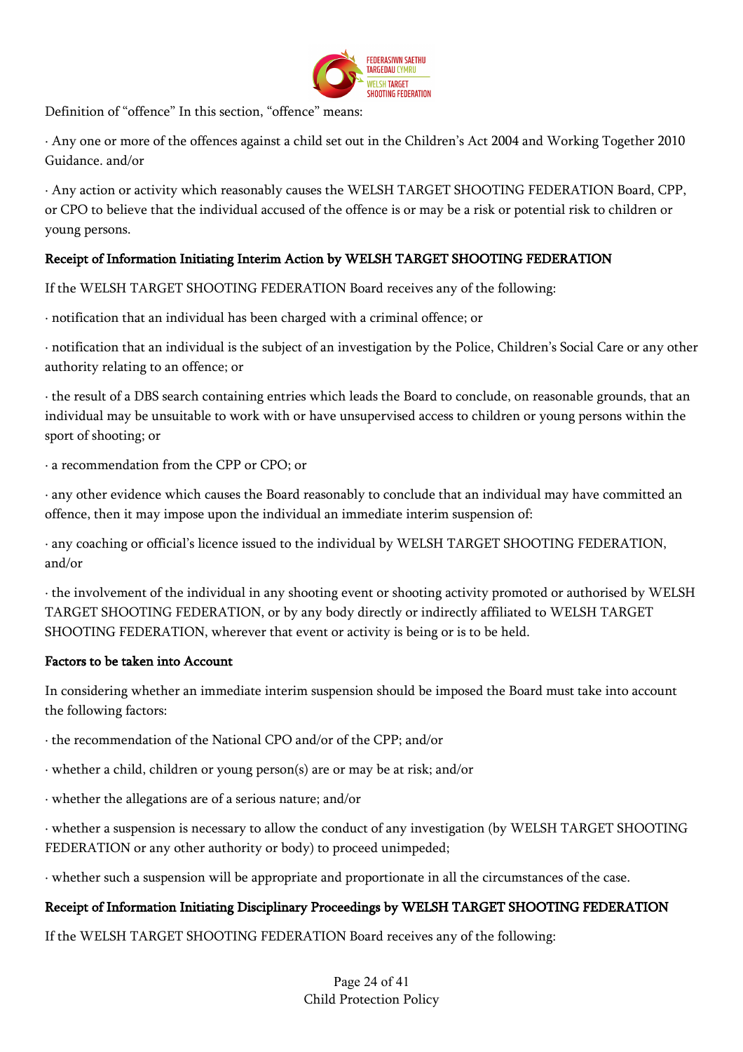Definition of "offence" In this section, "offence" means:

· Any one or more of the offences against a child set out in the Children's Act 2004 and Working Together 2010 Guidance. and/or

· Any action or activity which reasonably causes the WELSH TARGET SHOOTING FEDERATION Board, CPP, or CPO to believe that the individual accused of the offence is or may be a risk or potential risk to children or young persons.

### Receipt of Information Initiating Interim Action by WELSH TARGET SHOOTING FEDERATION

If the WELSH TARGET SHOOTING FEDERATION Board receives any of the following:

· notification that an individual has been charged with a criminal offence; or

· notification that an individual is the subject of an investigation by the Police, Children's Social Care or any other authority relating to an offence; or

· the result of a DBS search containing entries which leads the Board to conclude, on reasonable grounds, that an individual may be unsuitable to work with or have unsupervised access to children or young persons within the sport of shooting; or

· a recommendation from the CPP or CPO; or

· any other evidence which causes the Board reasonably to conclude that an individual may have committed an offence, then it may impose upon the individual an immediate interim suspension of:

· any coaching or official's licence issued to the individual by WELSH TARGET SHOOTING FEDERATION, and/or

· the involvement of the individual in any shooting event or shooting activity promoted or authorised by WELSH TARGET SHOOTING FEDERATION, or by any body directly or indirectly affiliated to WELSH TARGET SHOOTING FEDERATION, wherever that event or activity is being or is to be held.

### Factors to be taken into Account

In considering whether an immediate interim suspension should be imposed the Board must take into account the following factors:

· the recommendation of the National CPO and/or of the CPP; and/or

· whether a child, children or young person(s) are or may be at risk; and/or

· whether the allegations are of a serious nature; and/or

· whether a suspension is necessary to allow the conduct of any investigation (by WELSH TARGET SHOOTING FEDERATION or any other authority or body) to proceed unimpeded;

· whether such a suspension will be appropriate and proportionate in all the circumstances of the case.

### Receipt of Information Initiating Disciplinary Proceedings by WELSH TARGET SHOOTING FEDERATION

If the WELSH TARGET SHOOTING FEDERATION Board receives any of the following: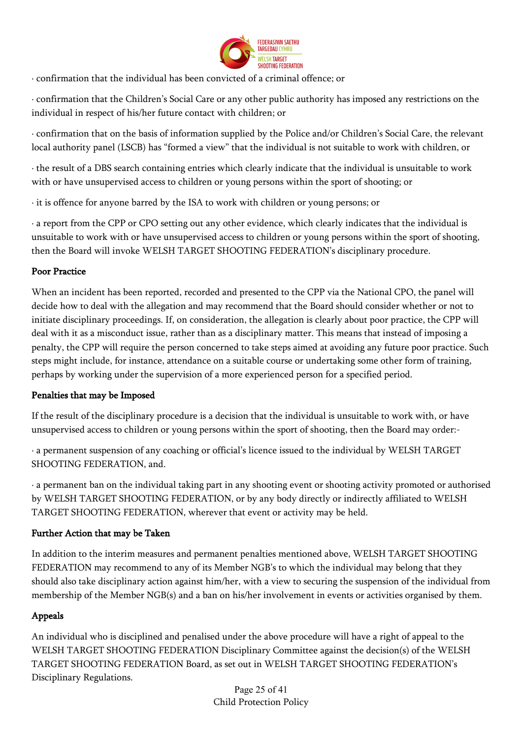· confirmation that the individual has been convicted of a criminal offence; or

· confirmation that the Children's Social Care or any other public authority has imposed any restrictions on the individual in respect of his/her future contact with children; or

· confirmation that on the basis of information supplied by the Police and/or Children's Social Care, the relevant local authority panel (LSCB) has "formed a view" that the individual is not suitable to work with children, or

· the result of a DBS search containing entries which clearly indicate that the individual is unsuitable to work with or have unsupervised access to children or young persons within the sport of shooting; or

· it is offence for anyone barred by the ISA to work with children or young persons; or

· a report from the CPP or CPO setting out any other evidence, which clearly indicates that the individual is unsuitable to work with or have unsupervised access to children or young persons within the sport of shooting, then the Board will invoke WELSH TARGET SHOOTING FEDERATION's disciplinary procedure.

**Poor Practice**

When an incident has been reported, recorded and presented to the CPP via the National CPO, the panel will decide how to deal with the allegation and may recommend that the Board should consider whether or not to initiate disciplinary proceedings. If, on consideration, the allegation is clearly about poor practice, the CPP will deal with it as a misconduct issue, rather than as a disciplinary matter. This means that instead of imposing a penalty, the CPP will require the person concerned to take steps aimed at avoiding any future poor practice. Such steps might include, for instance, attendance on a suitable course or undertaking some other form of training, perhaps by working under the supervision of a more experienced person for a specified period.

**Penalties that may be Imposed**

If the result of the disciplinary procedure is a decision that the individual is unsuitable to work with, or have unsupervised access to children or young persons within the sport of shooting, then the Board may order:-

· a permanent suspension of any coaching or official's licence issued to the individual by WELSH TARGET SHOOTING FEDERATION, and.

· a permanent ban on the individual taking part in any shooting event or shooting activity promoted or authorised by WELSH TARGET SHOOTING FEDERATION, or by any body directly or indirectly affiliated to WELSH TARGET SHOOTING FEDERATION, wherever that event or activity may be held.

**Further Action that may be Taken**

In addition to the interim measures and permanent penalties mentioned above, WELSH TARGET SHOOTING FEDERATION may recommend to any of its Member NGB's to which the individual may belong that they should also take disciplinary action against him/her, with a view to securing the suspension of the individual from membership of the Member NGB(s) and a ban on his/her involvement in events or activities organised by them.

**Appeals**

An individual who is disciplined and penalised under the above procedure will have a right of appeal to the WELSH TARGET SHOOTING FEDERATION Disciplinary Committee against the decision(s) of the WELSH TARGET SHOOTING FEDERATION Board, as set out in WELSH TARGET SHOOTING FEDERATION's Disciplinary Regulations.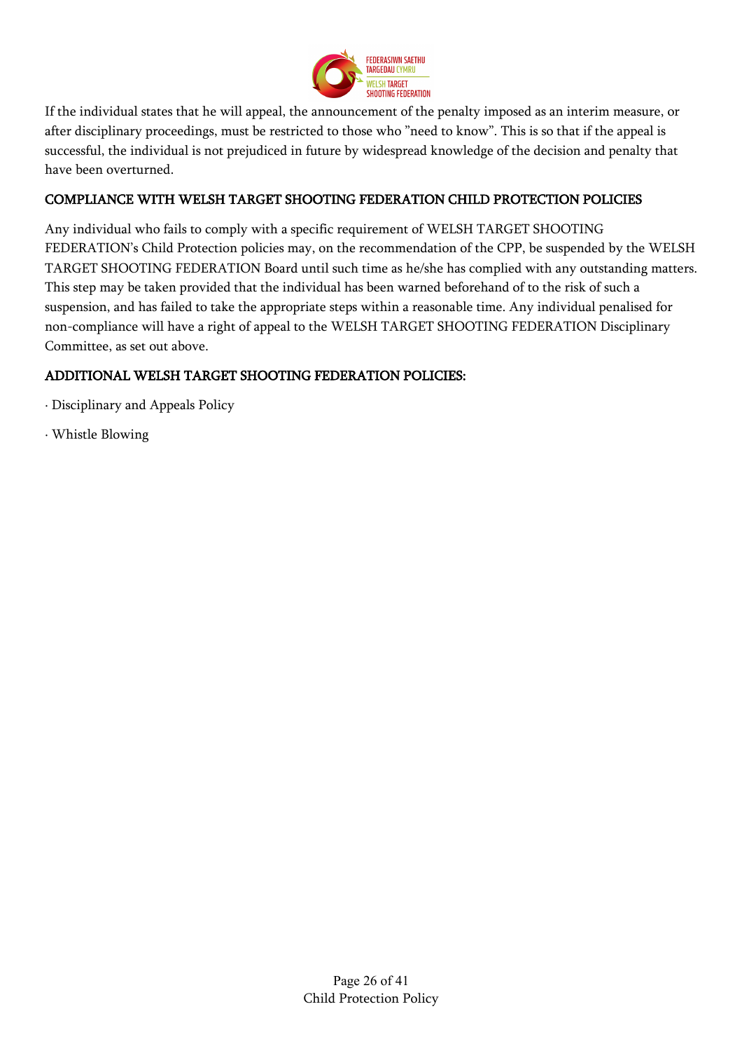If the individual states that he will appeal, the announcement of the penalty imposed as an interim measure, or after disciplinary proceedings, must be restricted to those who ”need to know”. This is so that if the appeal is successful, the individual is not prejudiced in future by widespread knowledge of the decision and penalty that have been overturned.

## COMPLIANCE WITH WELSH TARGET SHOOTING FEDERATION CHILD PROTECTION POLICIES

Any individual who fails to comply with a specific requirement of WELSH TARGET SHOOTING FEDERATION’s Child Protection policies may, on the recommendation of the CPP, be suspended by the WELSH TARGET SHOOTING FEDERATION Board until such time as he/she has complied with any outstanding matters. This step may be taken provided that the individual has been warned beforehand of to the risk of such a suspension, and has failed to take the appropriate steps within a reasonable time. Any individual penalised for non-compliance will have a right of appeal to the WELSH TARGET SHOOTING FEDERATION Disciplinary Committee, as set out above.

## ADDITIONAL WELSH TARGET SHOOTING FEDERATION POLICIES:

· Disciplinary and Appeals Policy

· Whistle Blowing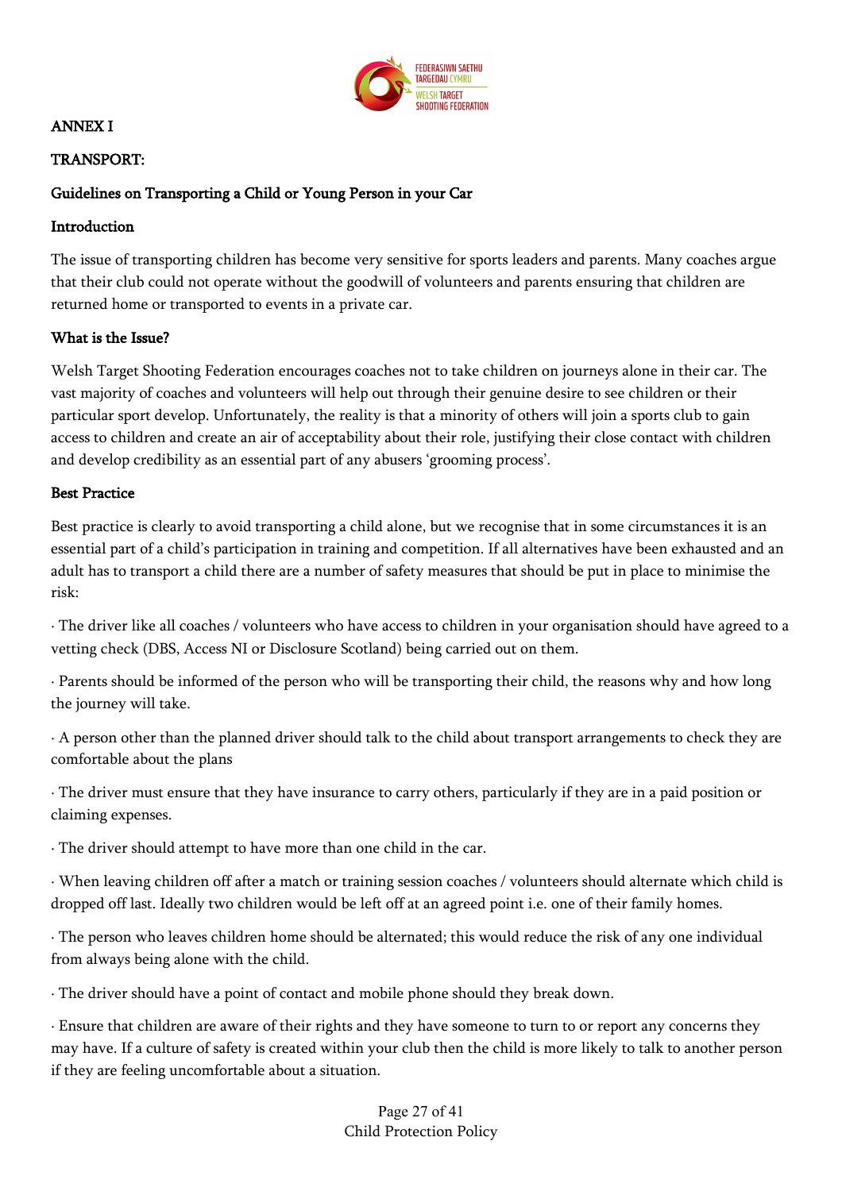ANNEX I

TRANSPORT:

## Guidelines on Transporting a Child or Young Person in your Car

### Introduction

The issue of transporting children has become very sensitive for sports leaders and parents. Many coaches argue that their club could not operate without the goodwill of volunteers and parents ensuring that children are returned home or transported to events in a private car.

### What is the Issue?

Welsh Target Shooting Federation encourages coaches not to take children on journeys alone in their car. The vast majority of coaches and volunteers will help out through their genuine desire to see children or their particular sport develop. Unfortunately, the reality is that a minority of others will join a sports club to gain access to children and create an air of acceptability about their role, justifying their close contact with children and develop credibility as an essential part of any abusers 'grooming process'.

### Best Practice

Best practice is clearly to avoid transporting a child alone, but we recognise that in some circumstances it is an essential part of a child's participation in training and competition. If all alternatives have been exhausted and an adult has to transport a child there are a number of safety measures that should be put in place to minimise the risk:

- The driver like all coaches / volunteers who have access to children in your organisation should have agreed to a vetting check (DBS, Access NI or Disclosure Scotland) being carried out on them.
- Parents should be informed of the person who will be transporting their child, the reasons why and how long the journey will take.
- A person other than the planned driver should talk to the child about transport arrangements to check they are comfortable about the plans
- The driver must ensure that they have insurance to carry others, particularly if they are in a paid position or claiming expenses.
- The driver should attempt to have more than one child in the car.
- When leaving children off after a match or training session coaches / volunteers should alternate which child is dropped off last. Ideally two children would be left off at an agreed point i.e. one of their family homes.
- The person who leaves children home should be alternated; this would reduce the risk of any one individual from always being alone with the child.
- The driver should have a point of contact and mobile phone should they break down.
- Ensure that children are aware of their rights and they have someone to turn to or report any concerns they may have. If a culture of safety is created within your club then the child is more likely to talk to another person if they are feeling uncomfortable about a situation.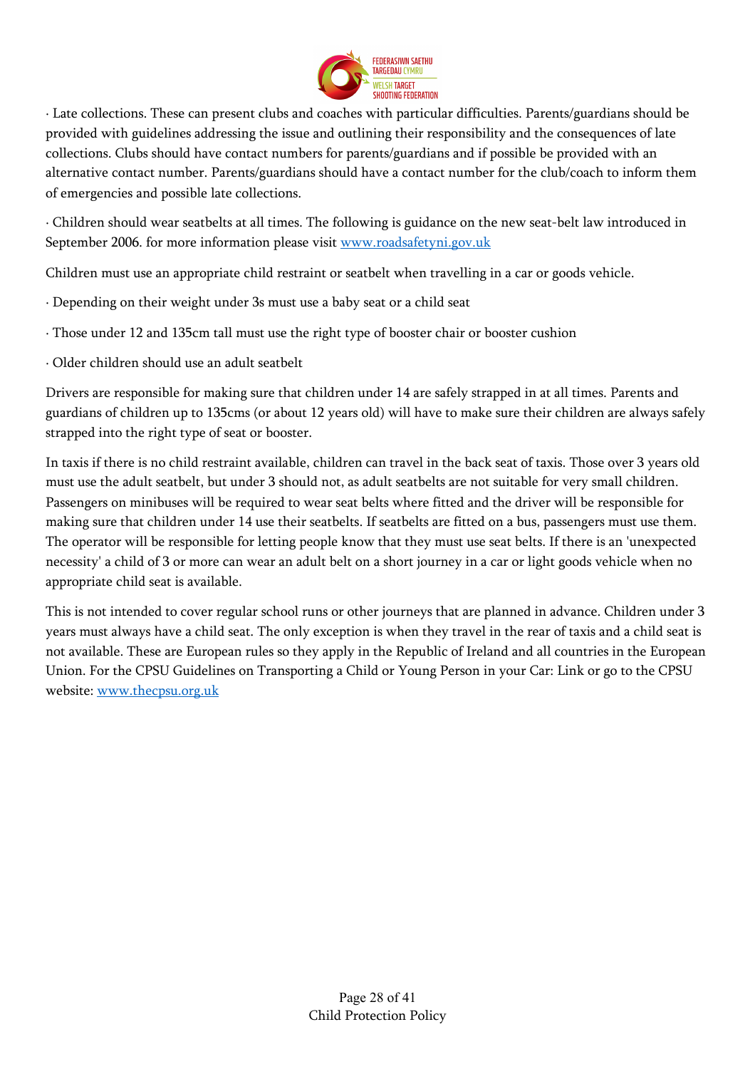· Late collections. These can present clubs and coaches with particular difficulties. Parents/guardians should be provided with guidelines addressing the issue and outlining their responsibility and the consequences of late collections. Clubs should have contact numbers for parents/guardians and if possible be provided with an alternative contact number. Parents/guardians should have a contact number for the club/coach to inform them of emergencies and possible late collections.

· Children should wear seatbelts at all times. The following is guidance on the new seat-belt law introduced in September 2006. for more information please visit [www.roadsafetyni.gov.uk](http://www.roadsafetyni.gov.uk)

Children must use an appropriate child restraint or seatbelt when travelling in a car or goods vehicle.

· Depending on their weight under 3s must use a baby seat or a child seat

· Those under 12 and 135cm tall must use the right type of booster chair or booster cushion

· Older children should use an adult seatbelt

Drivers are responsible for making sure that children under 14 are safely strapped in at all times. Parents and guardians of children up to 135cms (or about 12 years old) will have to make sure their children are always safely strapped into the right type of seat or booster.

In taxis if there is no child restraint available, children can travel in the back seat of taxis. Those over 3 years old must use the adult seatbelt, but under 3 should not, as adult seatbelts are not suitable for very small children. Passengers on minibuses will be required to wear seat belts where fitted and the driver will be responsible for making sure that children under 14 use their seatbelts. If seatbelts are fitted on a bus, passengers must use them. The operator will be responsible for letting people know that they must use seat belts. If there is an 'unexpected necessity' a child of 3 or more can wear an adult belt on a short journey in a car or light goods vehicle when no appropriate child seat is available.

This is not intended to cover regular school runs or other journeys that are planned in advance. Children under 3 years must always have a child seat. The only exception is when they travel in the rear of taxis and a child seat is not available. These are European rules so they apply in the Republic of Ireland and all countries in the European Union. For the CPSU Guidelines on Transporting a Child or Young Person in your Car: Link or go to the CPSU website: [www.thecpsu.org.uk](http://www.thecpsu.org.uk)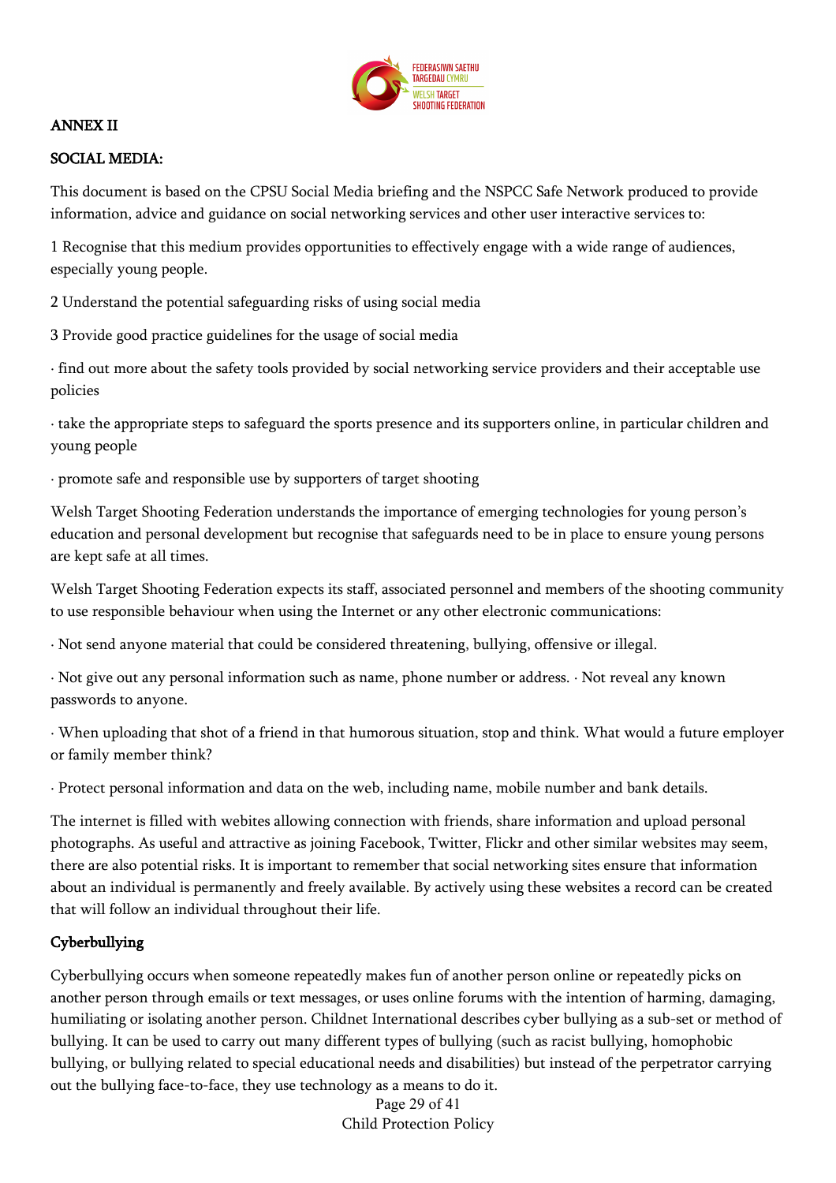## ANNEX II

### SOCIAL MEDIA:

This document is based on the CPSU Social Media briefing and the NSPCC Safe Network produced to provide information, advice and guidance on social networking services and other user interactive services to:

1 Recognise that this medium provides opportunities to effectively engage with a wide range of audiences, especially young people.

2 Understand the potential safeguarding risks of using social media

3 Provide good practice guidelines for the usage of social media

· find out more about the safety tools provided by social networking service providers and their acceptable use policies

· take the appropriate steps to safeguard the sports presence and its supporters online, in particular children and young people

· promote safe and responsible use by supporters of target shooting

Welsh Target Shooting Federation understands the importance of emerging technologies for young person's education and personal development but recognise that safeguards need to be in place to ensure young persons are kept safe at all times.

Welsh Target Shooting Federation expects its staff, associated personnel and members of the shooting community to use responsible behaviour when using the Internet or any other electronic communications:

· Not send anyone material that could be considered threatening, bullying, offensive or illegal.

· Not give out any personal information such as name, phone number or address. · Not reveal any known passwords to anyone.

· When uploading that shot of a friend in that humorous situation, stop and think. What would a future employer or family member think?

· Protect personal information and data on the web, including name, mobile number and bank details.

The internet is filled with webites allowing connection with friends, share information and upload personal photographs. As useful and attractive as joining Facebook, Twitter, Flickr and other similar websites may seem, there are also potential risks. It is important to remember that social networking sites ensure that information about an individual is permanently and freely available. By actively using these websites a record can be created that will follow an individual throughout their life.

### Cyberbullying

Cyberbullying occurs when someone repeatedly makes fun of another person online or repeatedly picks on another person through emails or text messages, or uses online forums with the intention of harming, damaging, humiliating or isolating another person. Childnet International describes cyber bullying as a sub-set or method of bullying. It can be used to carry out many different types of bullying (such as racist bullying, homophobic bullying, or bullying related to special educational needs and disabilities) but instead of the perpetrator carrying out the bullying face-to-face, they use technology as a means to do it.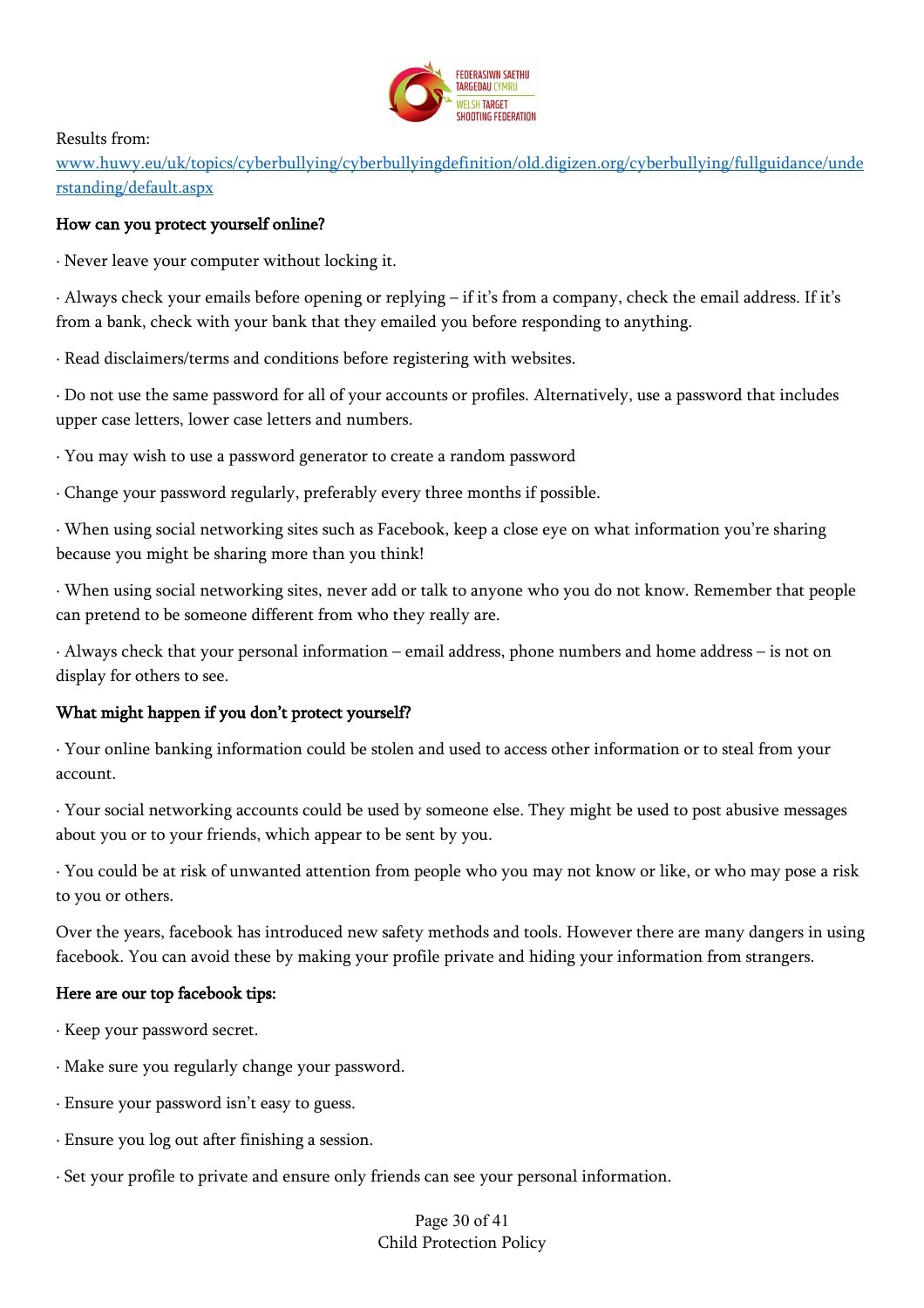Results from:
[www.huwy.eu/uk/topics/cyberbullying/cyberbullyingdefinition/old.digizen.org/cyberbullying/fullguidance/understanding/default.aspx](www.huwy.eu/uk/topics/cyberbullying/cyberbullyingdefinition/old.digizen.org/cyberbullying/fullguidance/understanding/default.aspx)

**How can you protect yourself online?**

· Never leave your computer without locking it.

· Always check your emails before opening or replying – if it's from a company, check the email address. If it's from a bank, check with your bank that they emailed you before responding to anything.

· Read disclaimers/terms and conditions before registering with websites.

· Do not use the same password for all of your accounts or profiles. Alternatively, use a password that includes upper case letters, lower case letters and numbers.

· You may wish to use a password generator to create a random password

· Change your password regularly, preferably every three months if possible.

· When using social networking sites such as Facebook, keep a close eye on what information you're sharing because you might be sharing more than you think!

· When using social networking sites, never add or talk to anyone who you do not know. Remember that people can pretend to be someone different from who they really are.

· Always check that your personal information – email address, phone numbers and home address – is not on display for others to see.

**What might happen if you don't protect yourself?**

· Your online banking information could be stolen and used to access other information or to steal from your account.

· Your social networking accounts could be used by someone else. They might be used to post abusive messages about you or to your friends, which appear to be sent by you.

· You could be at risk of unwanted attention from people who you may not know or like, or who may pose a risk to you or others.

Over the years, facebook has introduced new safety methods and tools. However there are many dangers in using facebook. You can avoid these by making your profile private and hiding your information from strangers.

**Here are our top facebook tips:**

· Keep your password secret.

· Make sure you regularly change your password.

· Ensure your password isn't easy to guess.

· Ensure you log out after finishing a session.

· Set your profile to private and ensure only friends can see your personal information.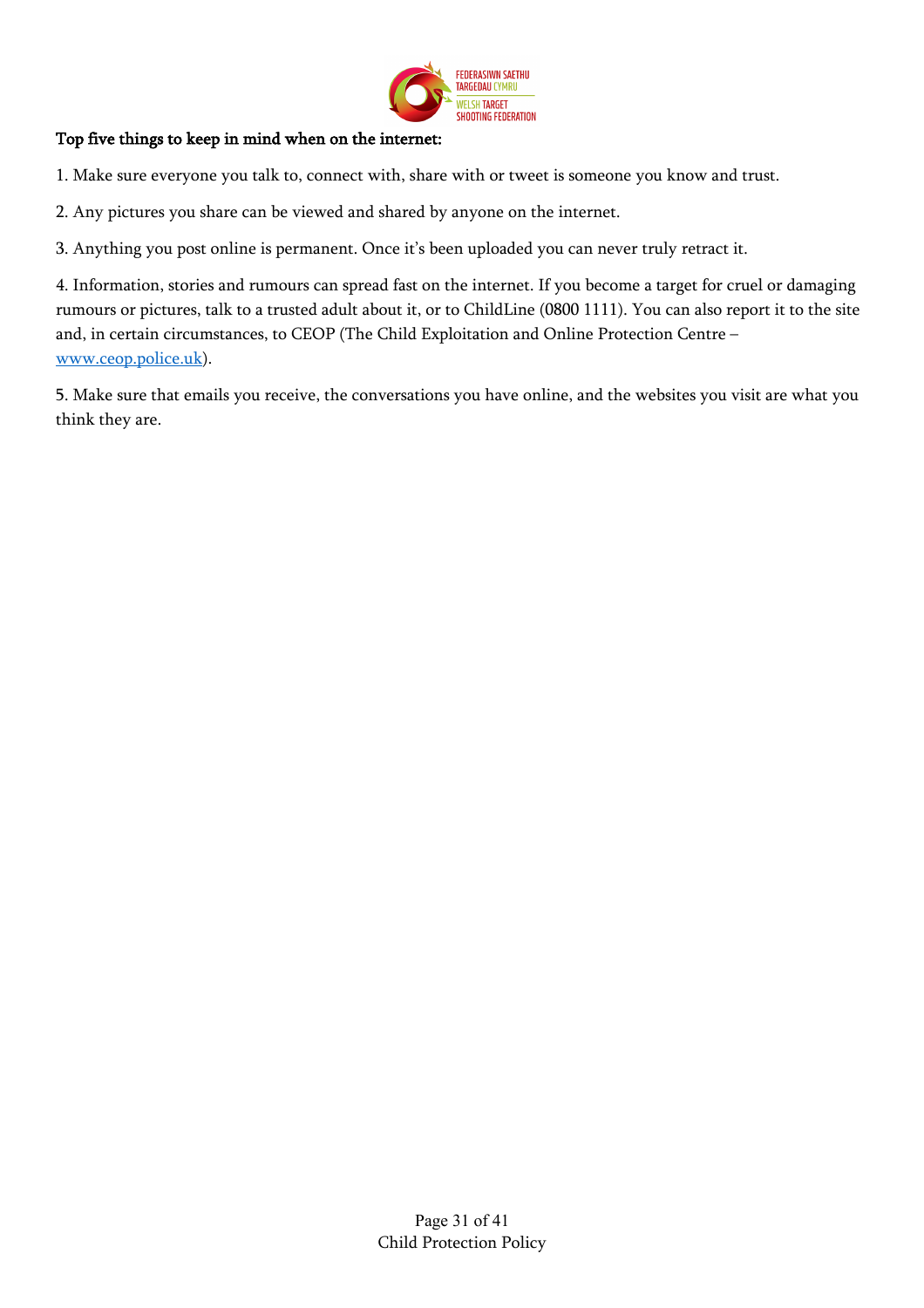**Top five things to keep in mind when on the internet:**

1. Make sure everyone you talk to, connect with, share with or tweet is someone you know and trust.

2. Any pictures you share can be viewed and shared by anyone on the internet.

3. Anything you post online is permanent. Once it's been uploaded you can never truly retract it.

4. Information, stories and rumours can spread fast on the internet. If you become a target for cruel or damaging rumours or pictures, talk to a trusted adult about it, or to ChildLine (0800 1111). You can also report it to the site and, in certain circumstances, to CEOP (The Child Exploitation and Online Protection Centre – [www.ceop.police.uk](http://www.ceop.police.uk)).

5. Make sure that emails you receive, the conversations you have online, and the websites you visit are what you think they are.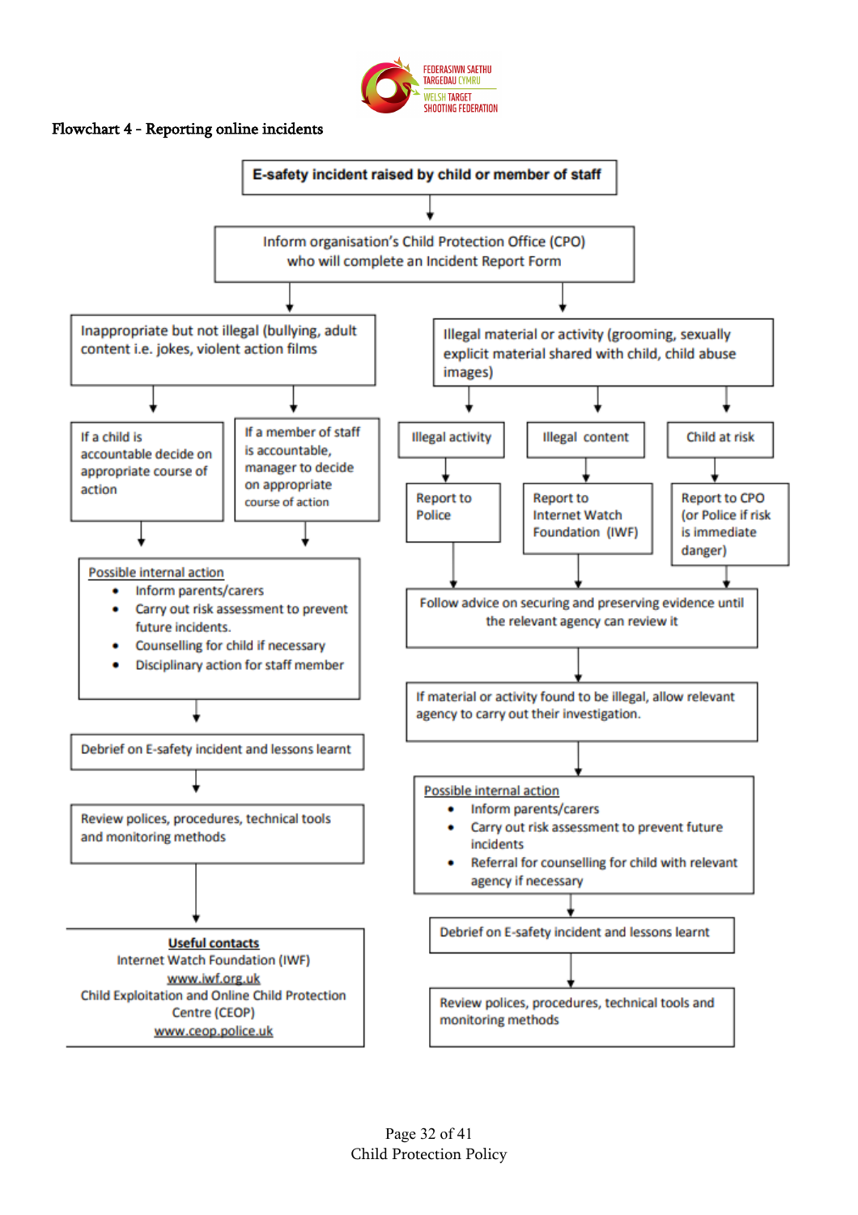FEDERASIWN SAETHU TARGEDAU CYMRU
WELSH TARGET SHOOTING FEDERATION

**Flowchart 4 - Reporting online incidents**

**E-safety incident raised by child or member of staff**

↓

Inform organisation's Child Protection Office (CPO) who will complete an Incident Report Form

↓

**Inappropriate but not illegal (bullying, adult content i.e. jokes, violent action films**

- If a child is accountable decide on appropriate course of action
- If a member of staff is accountable, manager to decide on appropriate course of action

↓

<u>Possible internal action</u>

- Inform parents/carers
- Carry out risk assessment to prevent future incidents.
- Counselling for child if necessary
- Disciplinary action for staff member

↓

Debrief on E-safety incident and lessons learnt

↓

Review polices, procedures, technical tools and monitoring methods

↓

**<u>Useful contacts</u>**

Internet Watch Foundation (IWF)
www.iwf.org.uk
Child Exploitation and Online Child Protection Centre (CEOP)
www.ceop.police.uk

**Illegal material or activity (grooming, sexually explicit material shared with child, child abuse images)**

- Illegal activity → Report to Police
- Illegal content → Report to Internet Watch Foundation (IWF)
- Child at risk → Report to CPO (or Police if risk is immediate danger)

↓

Follow advice on securing and preserving evidence until the relevant agency can review it

↓

If material or activity found to be illegal, allow relevant agency to carry out their investigation.

↓

<u>Possible internal action</u>

- Inform parents/carers
- Carry out risk assessment to prevent future incidents
- Referral for counselling for child with relevant agency if necessary

↓

Debrief on E-safety incident and lessons learnt

↓

Review polices, procedures, technical tools and monitoring methods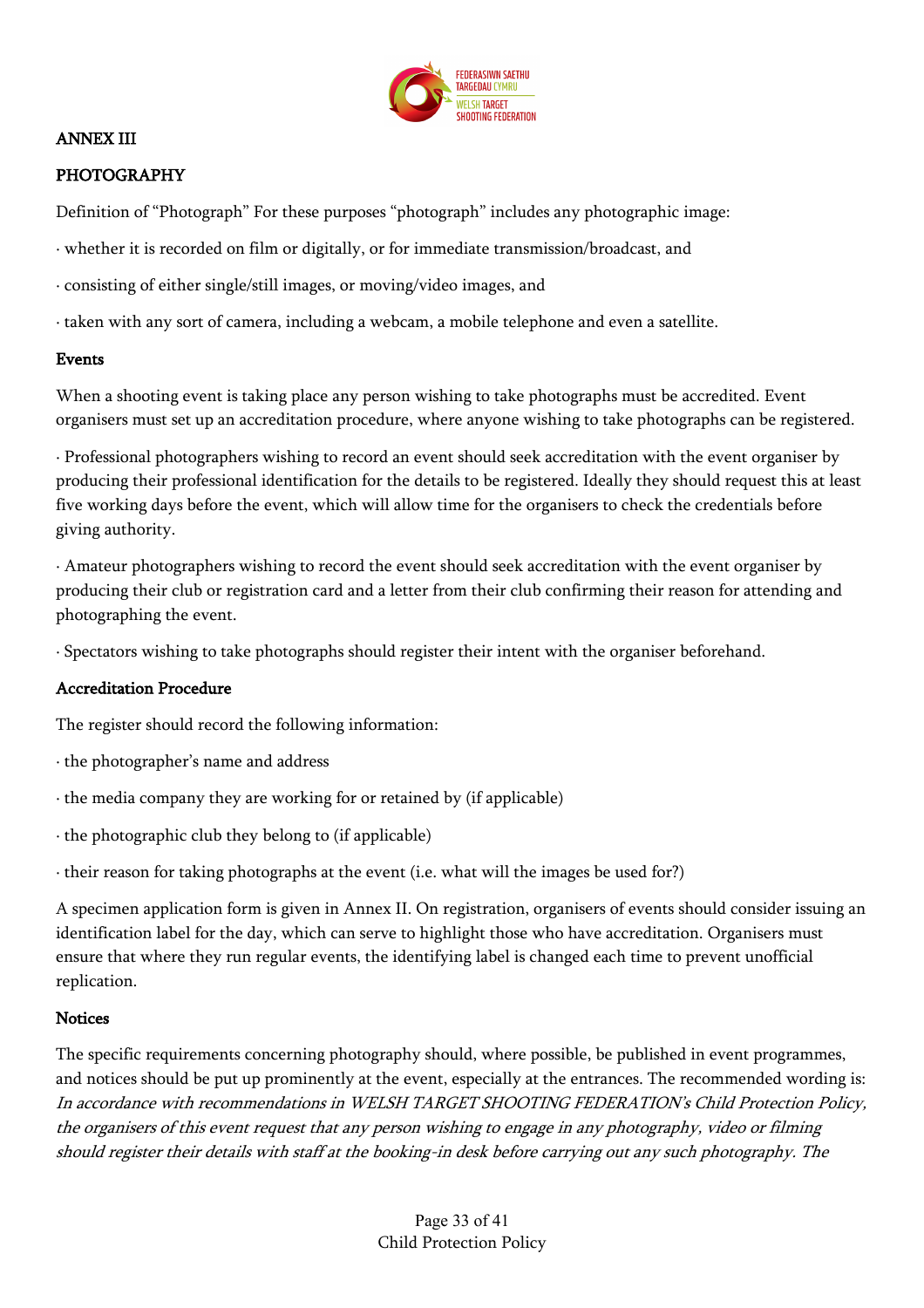## ANNEX III

## PHOTOGRAPHY

Definition of "Photograph" For these purposes "photograph" includes any photographic image:

· whether it is recorded on film or digitally, or for immediate transmission/broadcast, and

· consisting of either single/still images, or moving/video images, and

· taken with any sort of camera, including a webcam, a mobile telephone and even a satellite.

### Events

When a shooting event is taking place any person wishing to take photographs must be accredited. Event organisers must set up an accreditation procedure, where anyone wishing to take photographs can be registered.

· Professional photographers wishing to record an event should seek accreditation with the event organiser by producing their professional identification for the details to be registered. Ideally they should request this at least five working days before the event, which will allow time for the organisers to check the credentials before giving authority.

· Amateur photographers wishing to record the event should seek accreditation with the event organiser by producing their club or registration card and a letter from their club confirming their reason for attending and photographing the event.

· Spectators wishing to take photographs should register their intent with the organiser beforehand.

### Accreditation Procedure

The register should record the following information:

· the photographer's name and address

· the media company they are working for or retained by (if applicable)

· the photographic club they belong to (if applicable)

· their reason for taking photographs at the event (i.e. what will the images be used for?)

A specimen application form is given in Annex II. On registration, organisers of events should consider issuing an identification label for the day, which can serve to highlight those who have accreditation. Organisers must ensure that where they run regular events, the identifying label is changed each time to prevent unofficial replication.

### Notices

The specific requirements concerning photography should, where possible, be published in event programmes, and notices should be put up prominently at the event, especially at the entrances. The recommended wording is: *In accordance with recommendations in WELSH TARGET SHOOTING FEDERATION's Child Protection Policy, the organisers of this event request that any person wishing to engage in any photography, video or filming should register their details with staff at the booking-in desk before carrying out any such photography. The*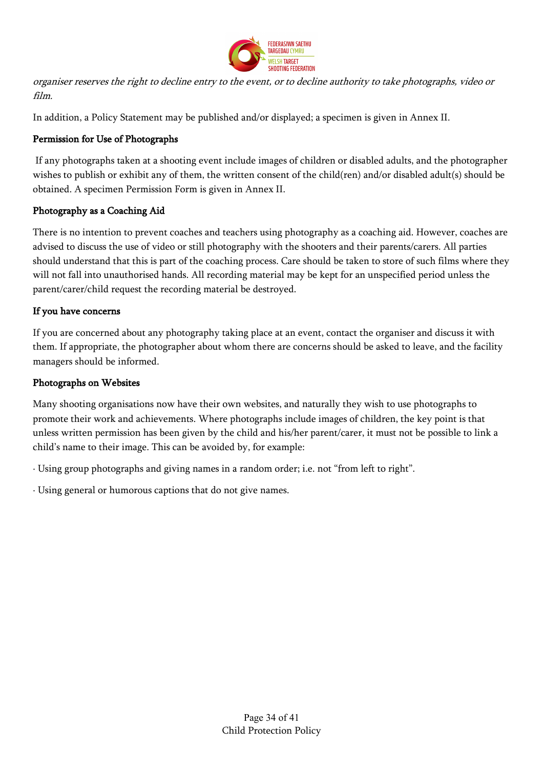*organiser reserves the right to decline entry to the event, or to decline authority to take photographs, video or film.*

In addition, a Policy Statement may be published and/or displayed; a specimen is given in Annex II.

**Permission for Use of Photographs**

If any photographs taken at a shooting event include images of children or disabled adults, and the photographer wishes to publish or exhibit any of them, the written consent of the child(ren) and/or disabled adult(s) should be obtained. A specimen Permission Form is given in Annex II.

**Photography as a Coaching Aid**

There is no intention to prevent coaches and teachers using photography as a coaching aid. However, coaches are advised to discuss the use of video or still photography with the shooters and their parents/carers. All parties should understand that this is part of the coaching process. Care should be taken to store of such films where they will not fall into unauthorised hands. All recording material may be kept for an unspecified period unless the parent/carer/child request the recording material be destroyed.

**If you have concerns**

If you are concerned about any photography taking place at an event, contact the organiser and discuss it with them. If appropriate, the photographer about whom there are concerns should be asked to leave, and the facility managers should be informed.

**Photographs on Websites**

Many shooting organisations now have their own websites, and naturally they wish to use photographs to promote their work and achievements. Where photographs include images of children, the key point is that unless written permission has been given by the child and his/her parent/carer, it must not be possible to link a child's name to their image. This can be avoided by, for example:

- Using group photographs and giving names in a random order; i.e. not "from left to right".
- Using general or humorous captions that do not give names.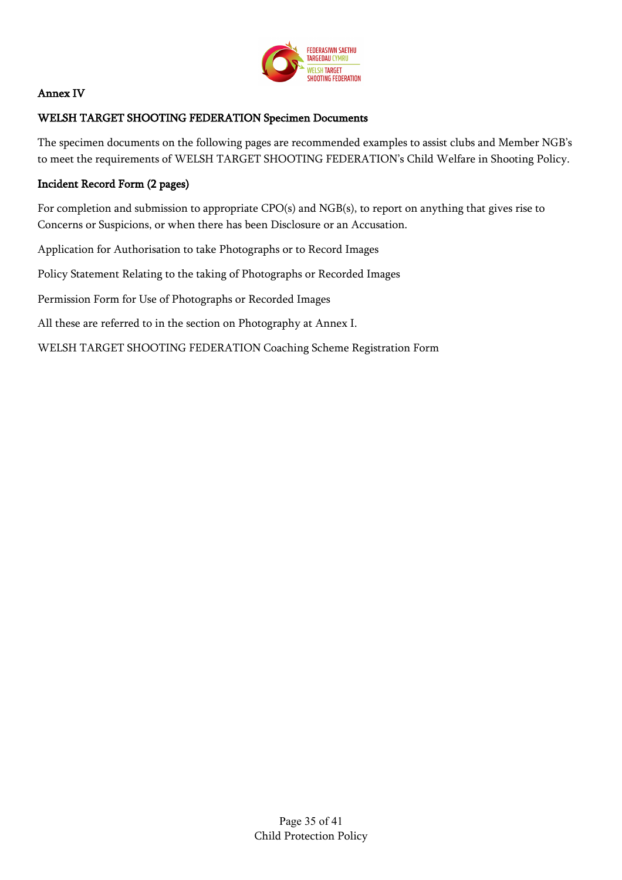## Annex IV

### WELSH TARGET SHOOTING FEDERATION Specimen Documents

The specimen documents on the following pages are recommended examples to assist clubs and Member NGB's to meet the requirements of WELSH TARGET SHOOTING FEDERATION's Child Welfare in Shooting Policy.

**Incident Record Form (2 pages)**

For completion and submission to appropriate CPO(s) and NGB(s), to report on anything that gives rise to Concerns or Suspicions, or when there has been Disclosure or an Accusation.

Application for Authorisation to take Photographs or to Record Images

Policy Statement Relating to the taking of Photographs or Recorded Images

Permission Form for Use of Photographs or Recorded Images

All these are referred to in the section on Photography at Annex I.

WELSH TARGET SHOOTING FEDERATION Coaching Scheme Registration Form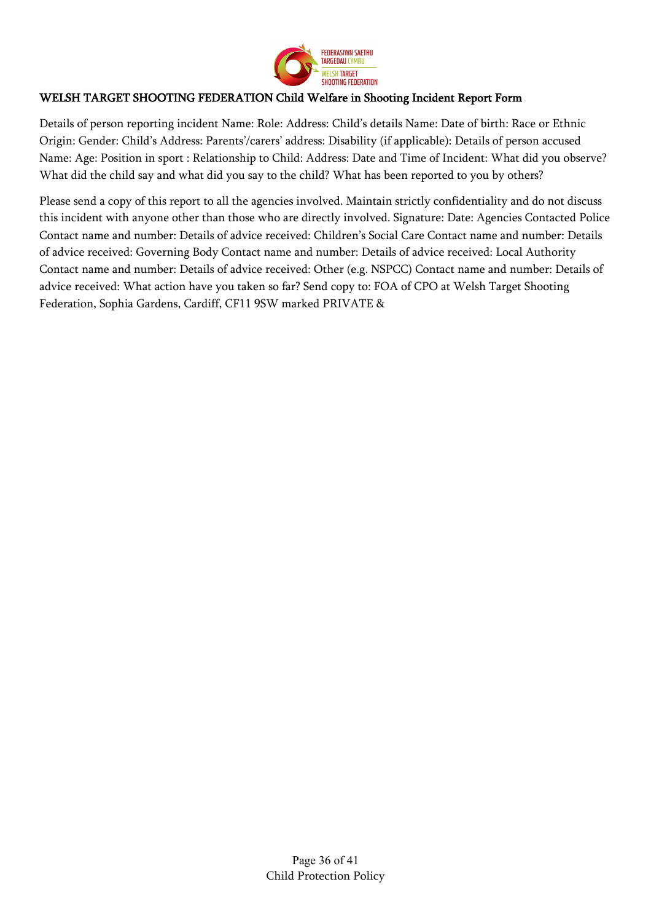## WELSH TARGET SHOOTING FEDERATION Child Welfare in Shooting Incident Report Form

Details of person reporting incident Name: Role: Address: Child's details Name: Date of birth: Race or Ethnic Origin: Gender: Child's Address: Parents'/carers' address: Disability (if applicable): Details of person accused Name: Age: Position in sport : Relationship to Child: Address: Date and Time of Incident: What did you observe? What did the child say and what did you say to the child? What has been reported to you by others?

Please send a copy of this report to all the agencies involved. Maintain strictly confidentiality and do not discuss this incident with anyone other than those who are directly involved. Signature: Date: Agencies Contacted Police Contact name and number: Details of advice received: Children's Social Care Contact name and number: Details of advice received: Governing Body Contact name and number: Details of advice received: Local Authority Contact name and number: Details of advice received: Other (e.g. NSPCC) Contact name and number: Details of advice received: What action have you taken so far? Send copy to: FOA of CPO at Welsh Target Shooting Federation, Sophia Gardens, Cardiff, CF11 9SW marked PRIVATE &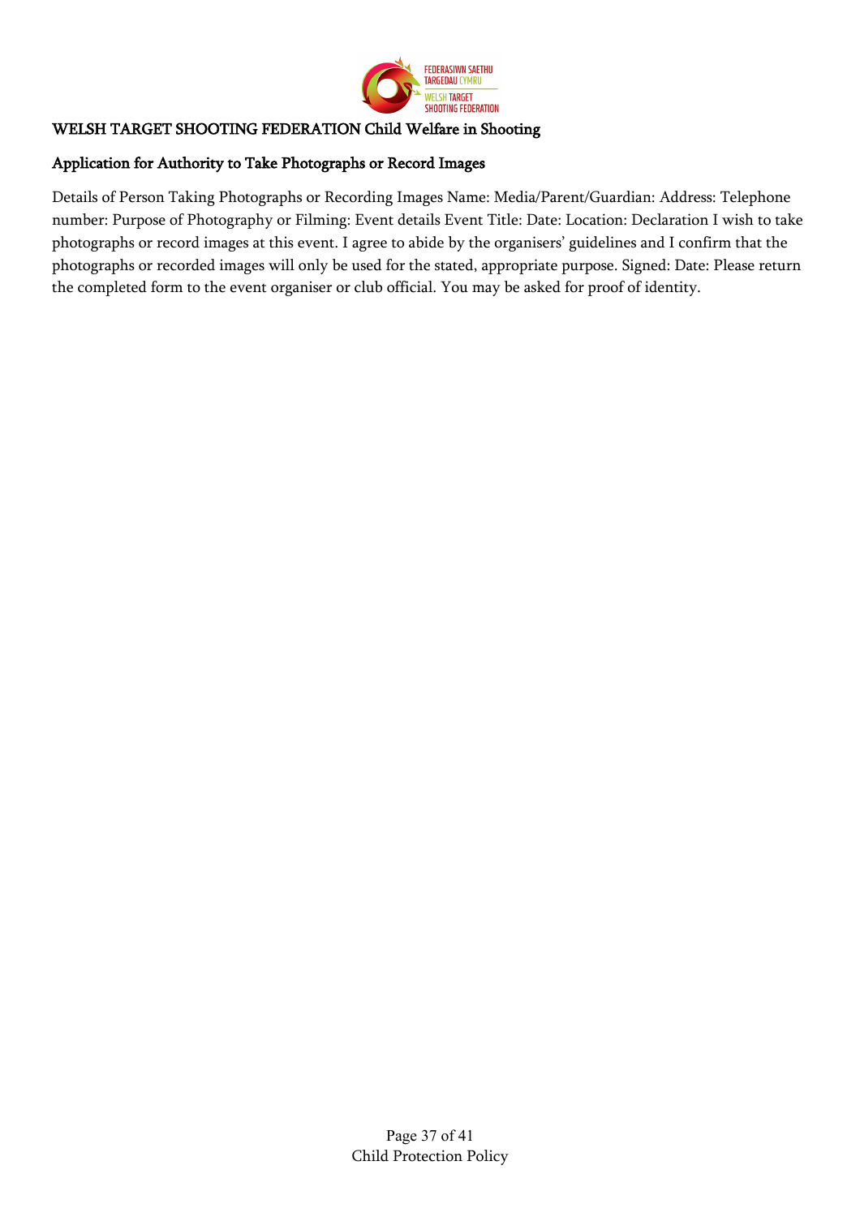## WELSH TARGET SHOOTING FEDERATION Child Welfare in Shooting

### Application for Authority to Take Photographs or Record Images

Details of Person Taking Photographs or Recording Images Name: Media/Parent/Guardian: Address: Telephone number: Purpose of Photography or Filming: Event details Event Title: Date: Location: Declaration I wish to take photographs or record images at this event. I agree to abide by the organisers' guidelines and I confirm that the photographs or recorded images will only be used for the stated, appropriate purpose. Signed: Date: Please return the completed form to the event organiser or club official. You may be asked for proof of identity.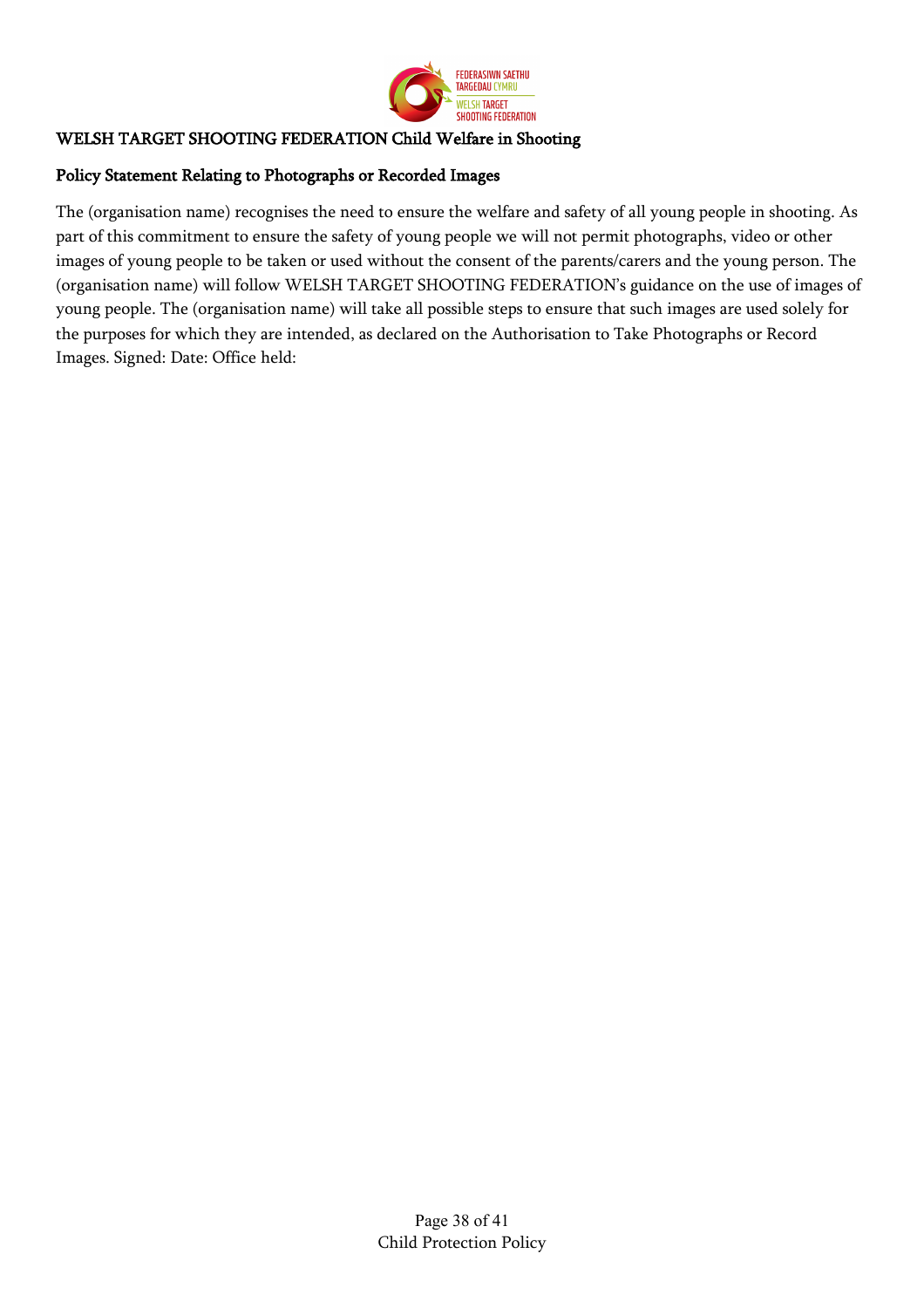**WELSH TARGET SHOOTING FEDERATION Child Welfare in Shooting**

**Policy Statement Relating to Photographs or Recorded Images**

The (organisation name) recognises the need to ensure the welfare and safety of all young people in shooting. As part of this commitment to ensure the safety of young people we will not permit photographs, video or other images of young people to be taken or used without the consent of the parents/carers and the young person. The (organisation name) will follow WELSH TARGET SHOOTING FEDERATION's guidance on the use of images of young people. The (organisation name) will take all possible steps to ensure that such images are used solely for the purposes for which they are intended, as declared on the Authorisation to Take Photographs or Record Images. Signed: Date: Office held: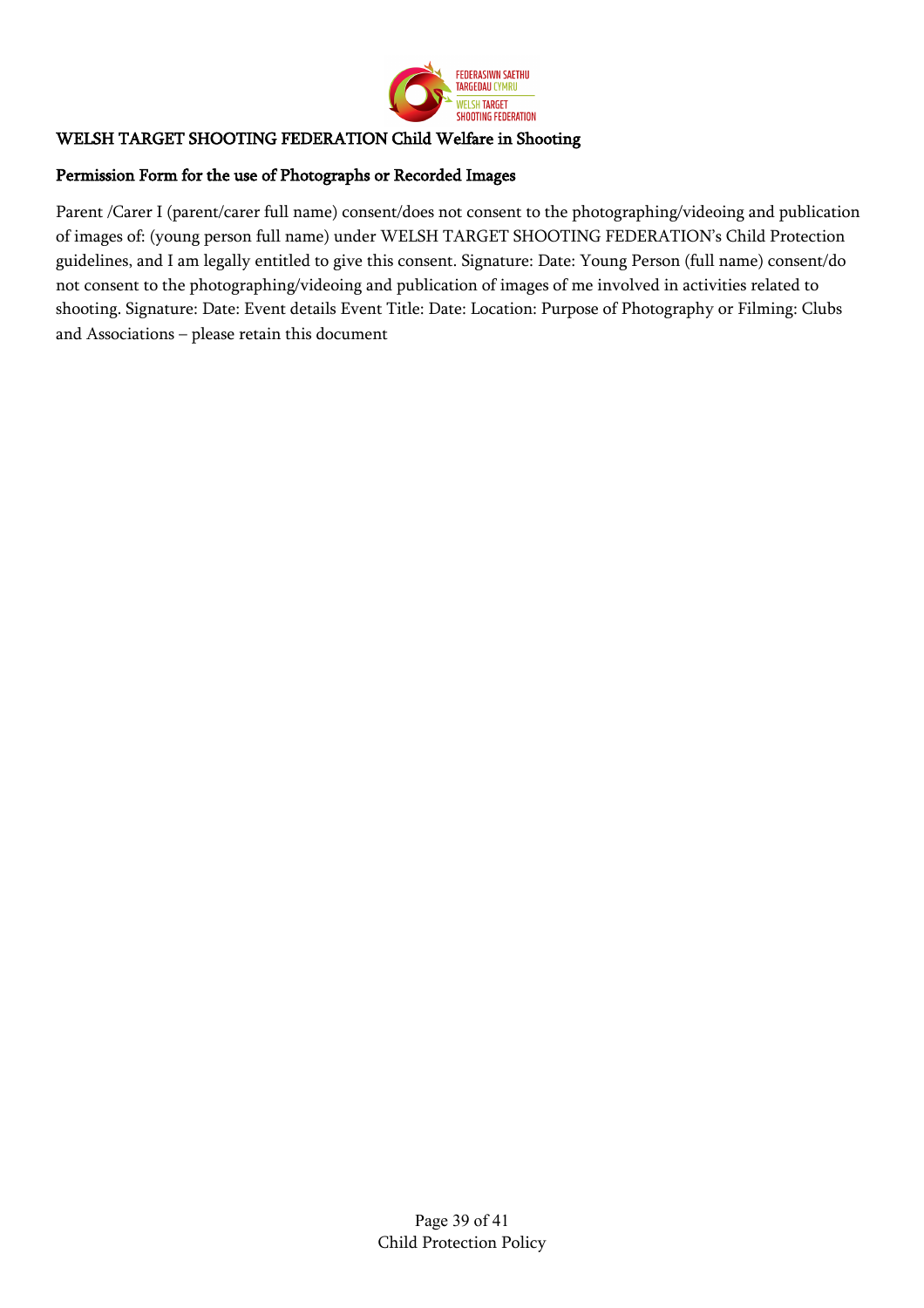## WELSH TARGET SHOOTING FEDERATION Child Welfare in Shooting

### Permission Form for the use of Photographs or Recorded Images

Parent /Carer I (parent/carer full name) consent/does not consent to the photographing/videoing and publication of images of: (young person full name) under WELSH TARGET SHOOTING FEDERATION's Child Protection guidelines, and I am legally entitled to give this consent. Signature: Date: Young Person (full name) consent/do not consent to the photographing/videoing and publication of images of me involved in activities related to shooting. Signature: Date: Event details Event Title: Date: Location: Purpose of Photography or Filming: Clubs and Associations – please retain this document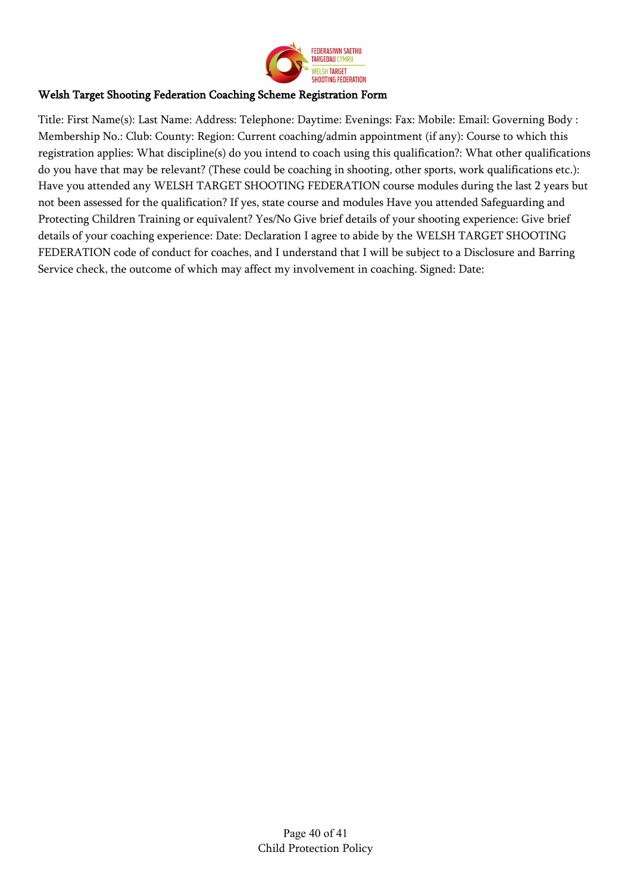## Welsh Target Shooting Federation Coaching Scheme Registration Form

Title: First Name(s): Last Name: Address: Telephone: Daytime: Evenings: Fax: Mobile: Email: Governing Body : Membership No.: Club: County: Region: Current coaching/admin appointment (if any): Course to which this registration applies: What discipline(s) do you intend to coach using this qualification?: What other qualifications do you have that may be relevant? (These could be coaching in shooting, other sports, work qualifications etc.): Have you attended any WELSH TARGET SHOOTING FEDERATION course modules during the last 2 years but not been assessed for the qualification? If yes, state course and modules Have you attended Safeguarding and Protecting Children Training or equivalent? Yes/No Give brief details of your shooting experience: Give brief details of your coaching experience: Date: Declaration I agree to abide by the WELSH TARGET SHOOTING FEDERATION code of conduct for coaches, and I understand that I will be subject to a Disclosure and Barring Service check, the outcome of which may affect my involvement in coaching. Signed: Date: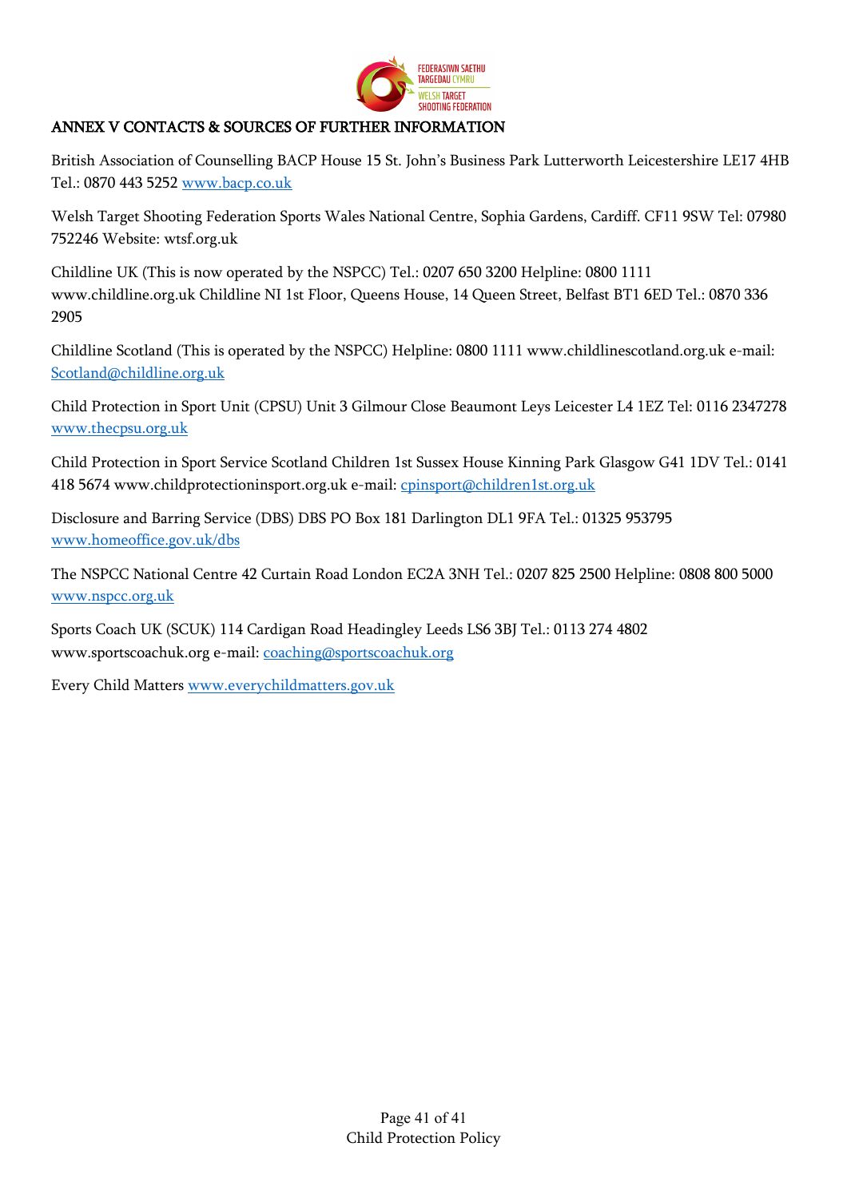## ANNEX V CONTACTS & SOURCES OF FURTHER INFORMATION

British Association of Counselling BACP House 15 St. John's Business Park Lutterworth Leicestershire LE17 4HB Tel.: 0870 443 5252 www.bacp.co.uk

Welsh Target Shooting Federation Sports Wales National Centre, Sophia Gardens, Cardiff. CF11 9SW Tel: 07980 752246 Website: wtsf.org.uk

Childline UK (This is now operated by the NSPCC) Tel.: 0207 650 3200 Helpline: 0800 1111 www.childline.org.uk Childline NI 1st Floor, Queens House, 14 Queen Street, Belfast BT1 6ED Tel.: 0870 336 2905

Childline Scotland (This is operated by the NSPCC) Helpline: 0800 1111 www.childlinescotland.org.uk e-mail: Scotland@childline.org.uk

Child Protection in Sport Unit (CPSU) Unit 3 Gilmour Close Beaumont Leys Leicester L4 1EZ Tel: 0116 2347278 www.thecpsu.org.uk

Child Protection in Sport Service Scotland Children 1st Sussex House Kinning Park Glasgow G41 1DV Tel.: 0141 418 5674 www.childprotectioninsport.org.uk e-mail: cpinsport@children1st.org.uk

Disclosure and Barring Service (DBS) DBS PO Box 181 Darlington DL1 9FA Tel.: 01325 953795 www.homeoffice.gov.uk/dbs

The NSPCC National Centre 42 Curtain Road London EC2A 3NH Tel.: 0207 825 2500 Helpline: 0808 800 5000 www.nspcc.org.uk

Sports Coach UK (SCUK) 114 Cardigan Road Headingley Leeds LS6 3BJ Tel.: 0113 274 4802 www.sportscoachuk.org e-mail: coaching@sportscoachuk.org

Every Child Matters www.everychildmatters.gov.uk